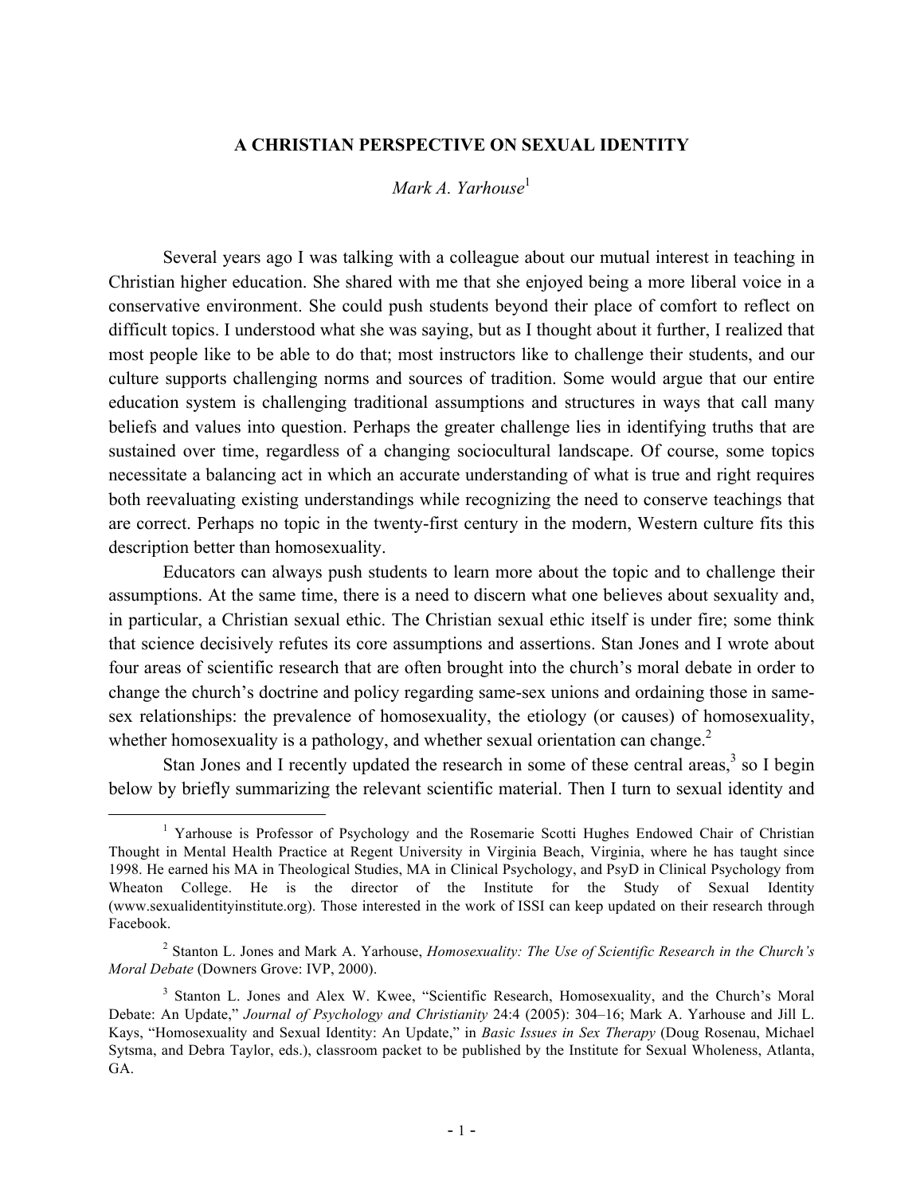# A CHRISTIAN PERSPECTIVE ON SEXUAL IDENTITY

*Mark A. Yarhouse*[1]

Several years ago I was talking with a colleague about our mutual interest in teaching in Christian higher education. She shared with me that she enjoyed being a more liberal voice in a conservative environment. She could push students beyond their place of comfort to reflect on difficult topics. I understood what she was saying, but as I thought about it further, I realized that most people like to be able to do that; most instructors like to challenge their students, and our culture supports challenging norms and sources of tradition. Some would argue that our entire education system is challenging traditional assumptions and structures in ways that call many beliefs and values into question. Perhaps the greater challenge lies in identifying truths that are sustained over time, regardless of a changing sociocultural landscape. Of course, some topics necessitate a balancing act in which an accurate understanding of what is true and right requires both reevaluating existing understandings while recognizing the need to conserve teachings that are correct. Perhaps no topic in the twenty-first century in the modern, Western culture fits this description better than homosexuality.

Educators can always push students to learn more about the topic and to challenge their assumptions. At the same time, there is a need to discern what one believes about sexuality and, in particular, a Christian sexual ethic. The Christian sexual ethic itself is under fire; some think that science decisively refutes its core assumptions and assertions. Stan Jones and I wrote about four areas of scientific research that are often brought into the church's moral debate in order to change the church's doctrine and policy regarding same-sex unions and ordaining those in same-sex relationships: the prevalence of homosexuality, the etiology (or causes) of homosexuality, whether homosexuality is a pathology, and whether sexual orientation can change.[2]

Stan Jones and I recently updated the research in some of these central areas,[3] so I begin below by briefly summarizing the relevant scientific material. Then I turn to sexual identity and

---

[1] Yarhouse is Professor of Psychology and the Rosemarie Scotti Hughes Endowed Chair of Christian Thought in Mental Health Practice at Regent University in Virginia Beach, Virginia, where he has taught since 1998. He earned his MA in Theological Studies, MA in Clinical Psychology, and PsyD in Clinical Psychology from Wheaton College. He is the director of the Institute for the Study of Sexual Identity (www.sexualidentityinstitute.org). Those interested in the work of ISSI can keep updated on their research through Facebook.

[2] Stanton L. Jones and Mark A. Yarhouse, *Homosexuality: The Use of Scientific Research in the Church's Moral Debate* (Downers Grove: IVP, 2000).

[3] Stanton L. Jones and Alex W. Kwee, "Scientific Research, Homosexuality, and the Church's Moral Debate: An Update," *Journal of Psychology and Christianity* 24:4 (2005): 304–16; Mark A. Yarhouse and Jill L. Kays, "Homosexuality and Sexual Identity: An Update," in *Basic Issues in Sex Therapy* (Doug Rosenau, Michael Sytsma, and Debra Taylor, eds.), classroom packet to be published by the Institute for Sexual Wholeness, Atlanta, GA.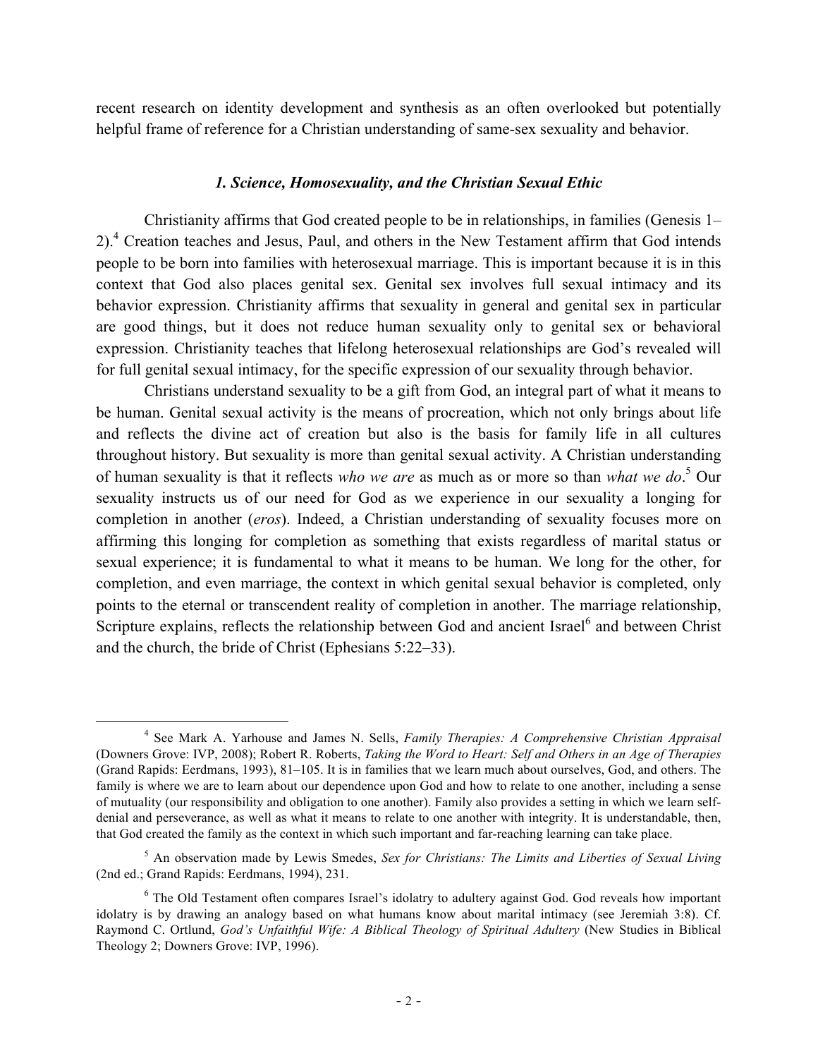recent research on identity development and synthesis as an often overlooked but potentially helpful frame of reference for a Christian understanding of same-sex sexuality and behavior.

### *1. Science, Homosexuality, and the Christian Sexual Ethic*

Christianity affirms that God created people to be in relationships, in families (Genesis 1–2).[4] Creation teaches and Jesus, Paul, and others in the New Testament affirm that God intends people to be born into families with heterosexual marriage. This is important because it is in this context that God also places genital sex. Genital sex involves full sexual intimacy and its behavior expression. Christianity affirms that sexuality in general and genital sex in particular are good things, but it does not reduce human sexuality only to genital sex or behavioral expression. Christianity teaches that lifelong heterosexual relationships are God's revealed will for full genital sexual intimacy, for the specific expression of our sexuality through behavior.

Christians understand sexuality to be a gift from God, an integral part of what it means to be human. Genital sexual activity is the means of procreation, which not only brings about life and reflects the divine act of creation but also is the basis for family life in all cultures throughout history. But sexuality is more than genital sexual activity. A Christian understanding of human sexuality is that it reflects *who we are* as much as or more so than *what we do*.[5] Our sexuality instructs us of our need for God as we experience in our sexuality a longing for completion in another (*eros*). Indeed, a Christian understanding of sexuality focuses more on affirming this longing for completion as something that exists regardless of marital status or sexual experience; it is fundamental to what it means to be human. We long for the other, for completion, and even marriage, the context in which genital sexual behavior is completed, only points to the eternal or transcendent reality of completion in another. The marriage relationship, Scripture explains, reflects the relationship between God and ancient Israel[6] and between Christ and the church, the bride of Christ (Ephesians 5:22–33).

---

[4] See Mark A. Yarhouse and James N. Sells, *Family Therapies: A Comprehensive Christian Appraisal* (Downers Grove: IVP, 2008); Robert R. Roberts, *Taking the Word to Heart: Self and Others in an Age of Therapies* (Grand Rapids: Eerdmans, 1993), 81–105. It is in families that we learn much about ourselves, God, and others. The family is where we are to learn about our dependence upon God and how to relate to one another, including a sense of mutuality (our responsibility and obligation to one another). Family also provides a setting in which we learn self-denial and perseverance, as well as what it means to relate to one another with integrity. It is understandable, then, that God created the family as the context in which such important and far-reaching learning can take place.

[5] An observation made by Lewis Smedes, *Sex for Christians: The Limits and Liberties of Sexual Living* (2nd ed.; Grand Rapids: Eerdmans, 1994), 231.

[6] The Old Testament often compares Israel's idolatry to adultery against God. God reveals how important idolatry is by drawing an analogy based on what humans know about marital intimacy (see Jeremiah 3:8). Cf. Raymond C. Ortlund, *God's Unfaithful Wife: A Biblical Theology of Spiritual Adultery* (New Studies in Biblical Theology 2; Downers Grove: IVP, 1996).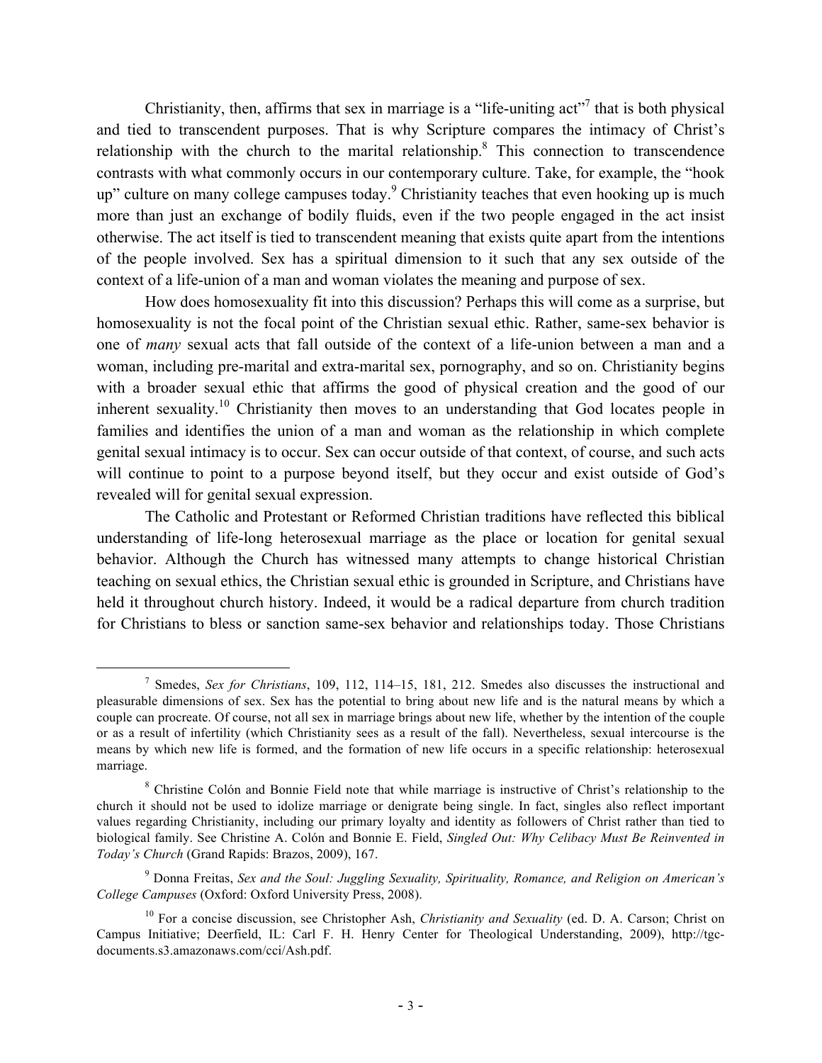Christianity, then, affirms that sex in marriage is a "life-uniting act"[7] that is both physical and tied to transcendent purposes. That is why Scripture compares the intimacy of Christ's relationship with the church to the marital relationship.[8] This connection to transcendence contrasts with what commonly occurs in our contemporary culture. Take, for example, the "hook up" culture on many college campuses today.[9] Christianity teaches that even hooking up is much more than just an exchange of bodily fluids, even if the two people engaged in the act insist otherwise. The act itself is tied to transcendent meaning that exists quite apart from the intentions of the people involved. Sex has a spiritual dimension to it such that any sex outside of the context of a life-union of a man and woman violates the meaning and purpose of sex.

How does homosexuality fit into this discussion? Perhaps this will come as a surprise, but homosexuality is not the focal point of the Christian sexual ethic. Rather, same-sex behavior is one of *many* sexual acts that fall outside of the context of a life-union between a man and a woman, including pre-marital and extra-marital sex, pornography, and so on. Christianity begins with a broader sexual ethic that affirms the good of physical creation and the good of our inherent sexuality.[10] Christianity then moves to an understanding that God locates people in families and identifies the union of a man and woman as the relationship in which complete genital sexual intimacy is to occur. Sex can occur outside of that context, of course, and such acts will continue to point to a purpose beyond itself, but they occur and exist outside of God's revealed will for genital sexual expression.

The Catholic and Protestant or Reformed Christian traditions have reflected this biblical understanding of life-long heterosexual marriage as the place or location for genital sexual behavior. Although the Church has witnessed many attempts to change historical Christian teaching on sexual ethics, the Christian sexual ethic is grounded in Scripture, and Christians have held it throughout church history. Indeed, it would be a radical departure from church tradition for Christians to bless or sanction same-sex behavior and relationships today. Those Christians

---

[7] Smedes, *Sex for Christians*, 109, 112, 114–15, 181, 212. Smedes also discusses the instructional and pleasurable dimensions of sex. Sex has the potential to bring about new life and is the natural means by which a couple can procreate. Of course, not all sex in marriage brings about new life, whether by the intention of the couple or as a result of infertility (which Christianity sees as a result of the fall). Nevertheless, sexual intercourse is the means by which new life is formed, and the formation of new life occurs in a specific relationship: heterosexual marriage.

[8] Christine Colón and Bonnie Field note that while marriage is instructive of Christ's relationship to the church it should not be used to idolize marriage or denigrate being single. In fact, singles also reflect important values regarding Christianity, including our primary loyalty and identity as followers of Christ rather than tied to biological family. See Christine A. Colón and Bonnie E. Field, *Singled Out: Why Celibacy Must Be Reinvented in Today's Church* (Grand Rapids: Brazos, 2009), 167.

[9] Donna Freitas, *Sex and the Soul: Juggling Sexuality, Spirituality, Romance, and Religion on American's College Campuses* (Oxford: Oxford University Press, 2008).

[10] For a concise discussion, see Christopher Ash, *Christianity and Sexuality* (ed. D. A. Carson; Christ on Campus Initiative; Deerfield, IL: Carl F. H. Henry Center for Theological Understanding, 2009), http://tgc-documents.s3.amazonaws.com/cci/Ash.pdf.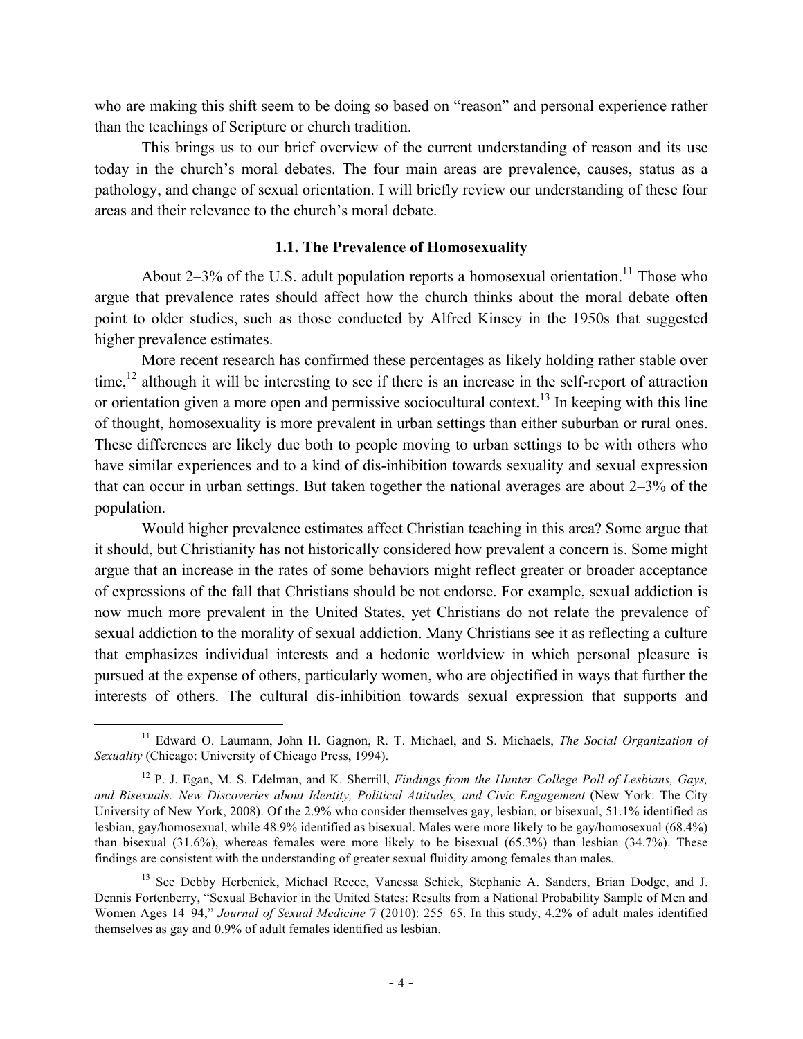who are making this shift seem to be doing so based on "reason" and personal experience rather than the teachings of Scripture or church tradition.

This brings us to our brief overview of the current understanding of reason and its use today in the church's moral debates. The four main areas are prevalence, causes, status as a pathology, and change of sexual orientation. I will briefly review our understanding of these four areas and their relevance to the church's moral debate.

### 1.1. The Prevalence of Homosexuality

About 2–3% of the U.S. adult population reports a homosexual orientation.[11] Those who argue that prevalence rates should affect how the church thinks about the moral debate often point to older studies, such as those conducted by Alfred Kinsey in the 1950s that suggested higher prevalence estimates.

More recent research has confirmed these percentages as likely holding rather stable over time,[12] although it will be interesting to see if there is an increase in the self-report of attraction or orientation given a more open and permissive sociocultural context.[13] In keeping with this line of thought, homosexuality is more prevalent in urban settings than either suburban or rural ones. These differences are likely due both to people moving to urban settings to be with others who have similar experiences and to a kind of dis-inhibition towards sexuality and sexual expression that can occur in urban settings. But taken together the national averages are about 2–3% of the population.

Would higher prevalence estimates affect Christian teaching in this area? Some argue that it should, but Christianity has not historically considered how prevalent a concern is. Some might argue that an increase in the rates of some behaviors might reflect greater or broader acceptance of expressions of the fall that Christians should be not endorse. For example, sexual addiction is now much more prevalent in the United States, yet Christians do not relate the prevalence of sexual addiction to the morality of sexual addiction. Many Christians see it as reflecting a culture that emphasizes individual interests and a hedonic worldview in which personal pleasure is pursued at the expense of others, particularly women, who are objectified in ways that further the interests of others. The cultural dis-inhibition towards sexual expression that supports and

---

[11] Edward O. Laumann, John H. Gagnon, R. T. Michael, and S. Michaels, *The Social Organization of Sexuality* (Chicago: University of Chicago Press, 1994).

[12] P. J. Egan, M. S. Edelman, and K. Sherrill, *Findings from the Hunter College Poll of Lesbians, Gays, and Bisexuals: New Discoveries about Identity, Political Attitudes, and Civic Engagement* (New York: The City University of New York, 2008). Of the 2.9% who consider themselves gay, lesbian, or bisexual, 51.1% identified as lesbian, gay/homosexual, while 48.9% identified as bisexual. Males were more likely to be gay/homosexual (68.4%) than bisexual (31.6%), whereas females were more likely to be bisexual (65.3%) than lesbian (34.7%). These findings are consistent with the understanding of greater sexual fluidity among females than males.

[13] See Debby Herbenick, Michael Reece, Vanessa Schick, Stephanie A. Sanders, Brian Dodge, and J. Dennis Fortenberry, "Sexual Behavior in the United States: Results from a National Probability Sample of Men and Women Ages 14–94," *Journal of Sexual Medicine* 7 (2010): 255–65. In this study, 4.2% of adult males identified themselves as gay and 0.9% of adult females identified as lesbian.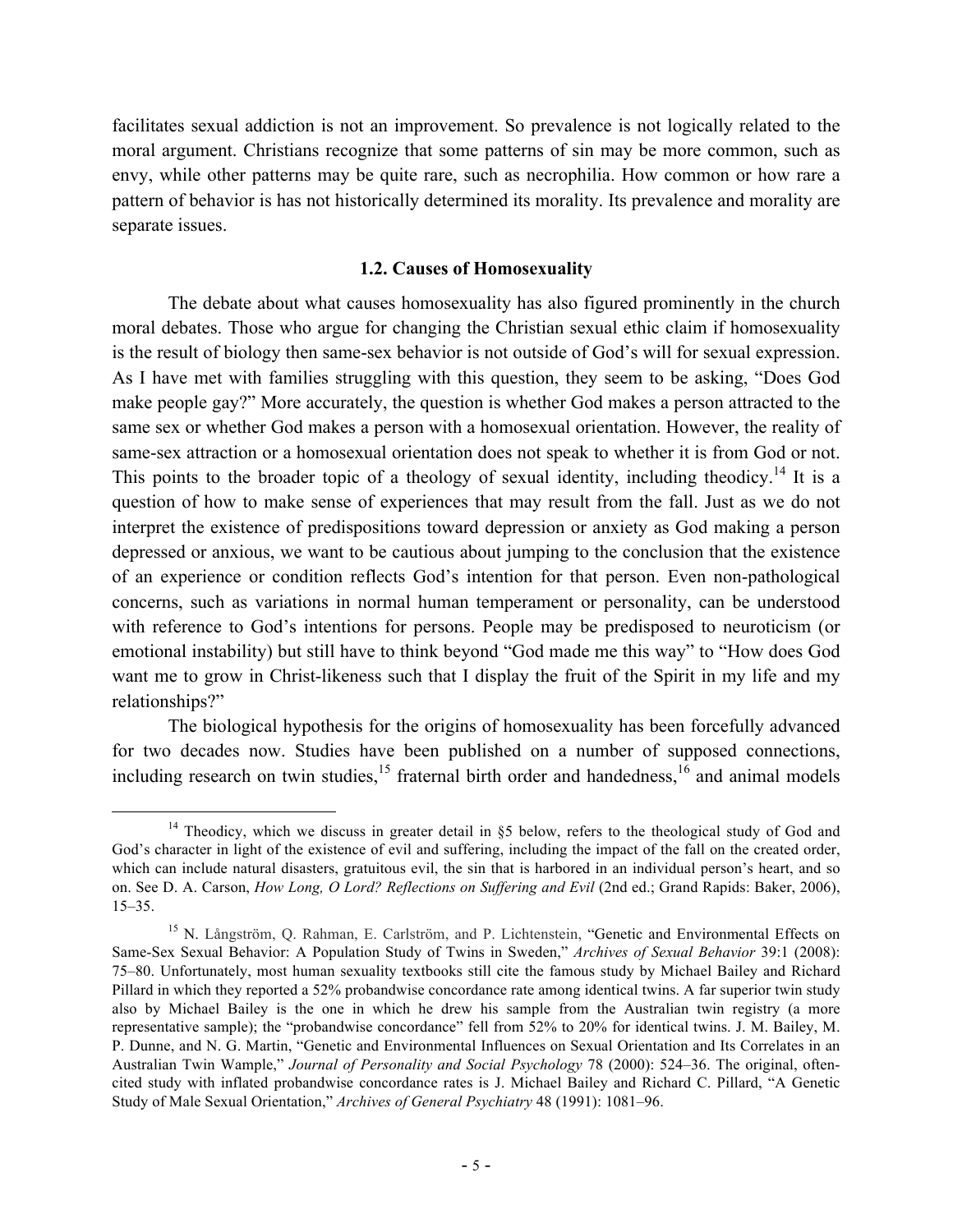facilitates sexual addiction is not an improvement. So prevalence is not logically related to the moral argument. Christians recognize that some patterns of sin may be more common, such as envy, while other patterns may be quite rare, such as necrophilia. How common or how rare a pattern of behavior is has not historically determined its morality. Its prevalence and morality are separate issues.

### 1.2. Causes of Homosexuality

The debate about what causes homosexuality has also figured prominently in the church moral debates. Those who argue for changing the Christian sexual ethic claim if homosexuality is the result of biology then same-sex behavior is not outside of God's will for sexual expression. As I have met with families struggling with this question, they seem to be asking, "Does God make people gay?" More accurately, the question is whether God makes a person attracted to the same sex or whether God makes a person with a homosexual orientation. However, the reality of same-sex attraction or a homosexual orientation does not speak to whether it is from God or not. This points to the broader topic of a theology of sexual identity, including theodicy.[14] It is a question of how to make sense of experiences that may result from the fall. Just as we do not interpret the existence of predispositions toward depression or anxiety as God making a person depressed or anxious, we want to be cautious about jumping to the conclusion that the existence of an experience or condition reflects God's intention for that person. Even non-pathological concerns, such as variations in normal human temperament or personality, can be understood with reference to God's intentions for persons. People may be predisposed to neuroticism (or emotional instability) but still have to think beyond "God made me this way" to "How does God want me to grow in Christ-likeness such that I display the fruit of the Spirit in my life and my relationships?"

The biological hypothesis for the origins of homosexuality has been forcefully advanced for two decades now. Studies have been published on a number of supposed connections, including research on twin studies,[15] fraternal birth order and handedness,[16] and animal models

---

[14] Theodicy, which we discuss in greater detail in §5 below, refers to the theological study of God and God's character in light of the existence of evil and suffering, including the impact of the fall on the created order, which can include natural disasters, gratuitous evil, the sin that is harbored in an individual person's heart, and so on. See D. A. Carson, *How Long, O Lord? Reflections on Suffering and Evil* (2nd ed.; Grand Rapids: Baker, 2006), 15–35.

[15] N. Långström, Q. Rahman, E. Carlström, and P. Lichtenstein, "Genetic and Environmental Effects on Same-Sex Sexual Behavior: A Population Study of Twins in Sweden," *Archives of Sexual Behavior* 39:1 (2008): 75–80. Unfortunately, most human sexuality textbooks still cite the famous study by Michael Bailey and Richard Pillard in which they reported a 52% probandwise concordance rate among identical twins. A far superior twin study also by Michael Bailey is the one in which he drew his sample from the Australian twin registry (a more representative sample); the "probandwise concordance" fell from 52% to 20% for identical twins. J. M. Bailey, M. P. Dunne, and N. G. Martin, "Genetic and Environmental Influences on Sexual Orientation and Its Correlates in an Australian Twin Wample," *Journal of Personality and Social Psychology* 78 (2000): 524–36. The original, often-cited study with inflated probandwise concordance rates is J. Michael Bailey and Richard C. Pillard, "A Genetic Study of Male Sexual Orientation," *Archives of General Psychiatry* 48 (1991): 1081–96.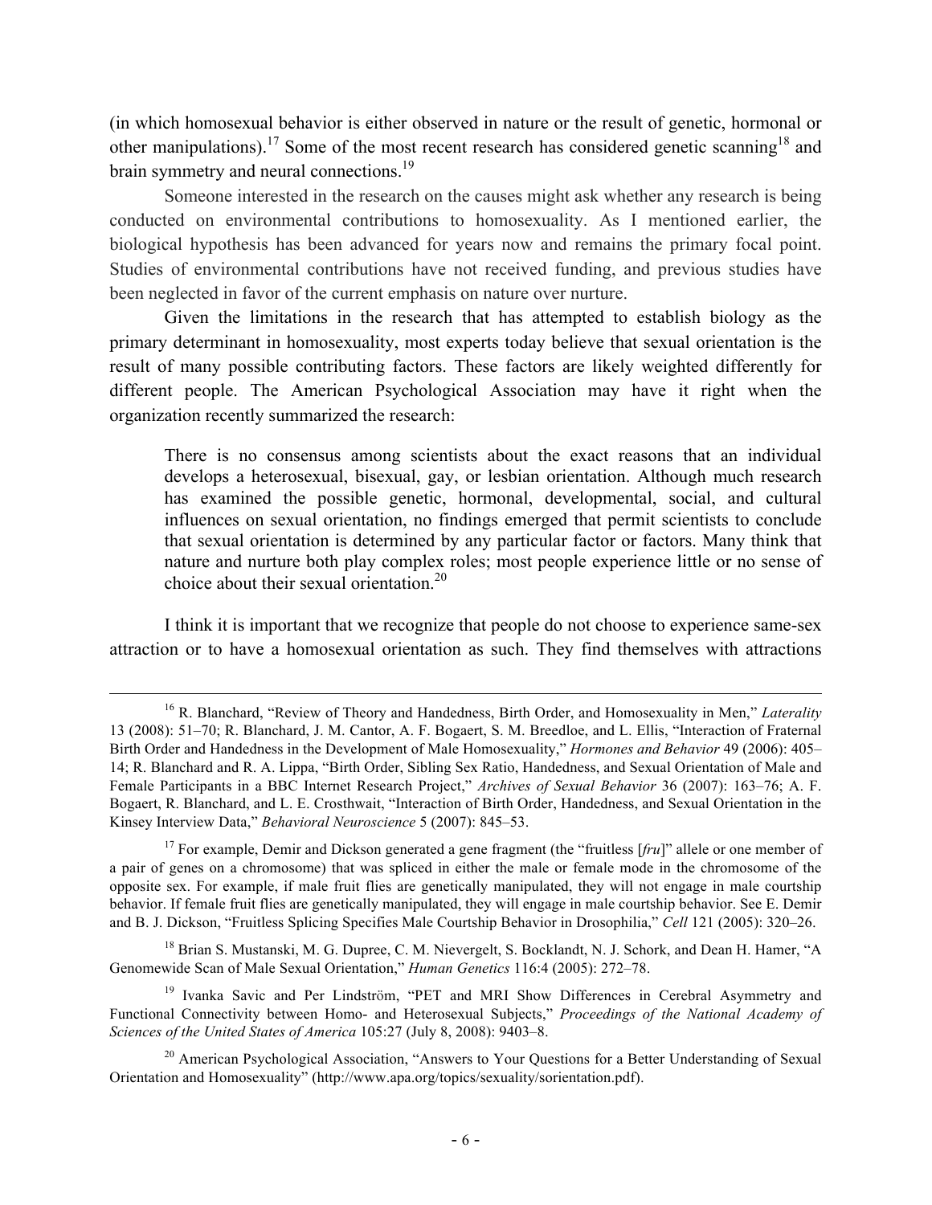(in which homosexual behavior is either observed in nature or the result of genetic, hormonal or other manipulations).[17] Some of the most recent research has considered genetic scanning[18] and brain symmetry and neural connections.[19]

Someone interested in the research on the causes might ask whether any research is being conducted on environmental contributions to homosexuality. As I mentioned earlier, the biological hypothesis has been advanced for years now and remains the primary focal point. Studies of environmental contributions have not received funding, and previous studies have been neglected in favor of the current emphasis on nature over nurture.

Given the limitations in the research that has attempted to establish biology as the primary determinant in homosexuality, most experts today believe that sexual orientation is the result of many possible contributing factors. These factors are likely weighted differently for different people. The American Psychological Association may have it right when the organization recently summarized the research:

> There is no consensus among scientists about the exact reasons that an individual develops a heterosexual, bisexual, gay, or lesbian orientation. Although much research has examined the possible genetic, hormonal, developmental, social, and cultural influences on sexual orientation, no findings emerged that permit scientists to conclude that sexual orientation is determined by any particular factor or factors. Many think that nature and nurture both play complex roles; most people experience little or no sense of choice about their sexual orientation.[20]

I think it is important that we recognize that people do not choose to experience same-sex attraction or to have a homosexual orientation as such. They find themselves with attractions

---

[16] R. Blanchard, "Review of Theory and Handedness, Birth Order, and Homosexuality in Men," *Laterality* 13 (2008): 51–70; R. Blanchard, J. M. Cantor, A. F. Bogaert, S. M. Breedloe, and L. Ellis, "Interaction of Fraternal Birth Order and Handedness in the Development of Male Homosexuality," *Hormones and Behavior* 49 (2006): 405–14; R. Blanchard and R. A. Lippa, "Birth Order, Sibling Sex Ratio, Handedness, and Sexual Orientation of Male and Female Participants in a BBC Internet Research Project," *Archives of Sexual Behavior* 36 (2007): 163–76; A. F. Bogaert, R. Blanchard, and L. E. Crosthwait, "Interaction of Birth Order, Handedness, and Sexual Orientation in the Kinsey Interview Data," *Behavioral Neuroscience* 5 (2007): 845–53.

[17] For example, Demir and Dickson generated a gene fragment (the "fruitless [*fru*]" allele or one member of a pair of genes on a chromosome) that was spliced in either the male or female mode in the chromosome of the opposite sex. For example, if male fruit flies are genetically manipulated, they will not engage in male courtship behavior. If female fruit flies are genetically manipulated, they will engage in male courtship behavior. See E. Demir and B. J. Dickson, "Fruitless Splicing Specifies Male Courtship Behavior in Drosophilia," *Cell* 121 (2005): 320–26.

[18] Brian S. Mustanski, M. G. Dupree, C. M. Nievergelt, S. Bocklandt, N. J. Schork, and Dean H. Hamer, "A Genomewide Scan of Male Sexual Orientation," *Human Genetics* 116:4 (2005): 272–78.

[19] Ivanka Savic and Per Lindström, "PET and MRI Show Differences in Cerebral Asymmetry and Functional Connectivity between Homo- and Heterosexual Subjects," *Proceedings of the National Academy of Sciences of the United States of America* 105:27 (July 8, 2008): 9403–8.

[20] American Psychological Association, "Answers to Your Questions for a Better Understanding of Sexual Orientation and Homosexuality" (http://www.apa.org/topics/sexuality/sorientation.pdf).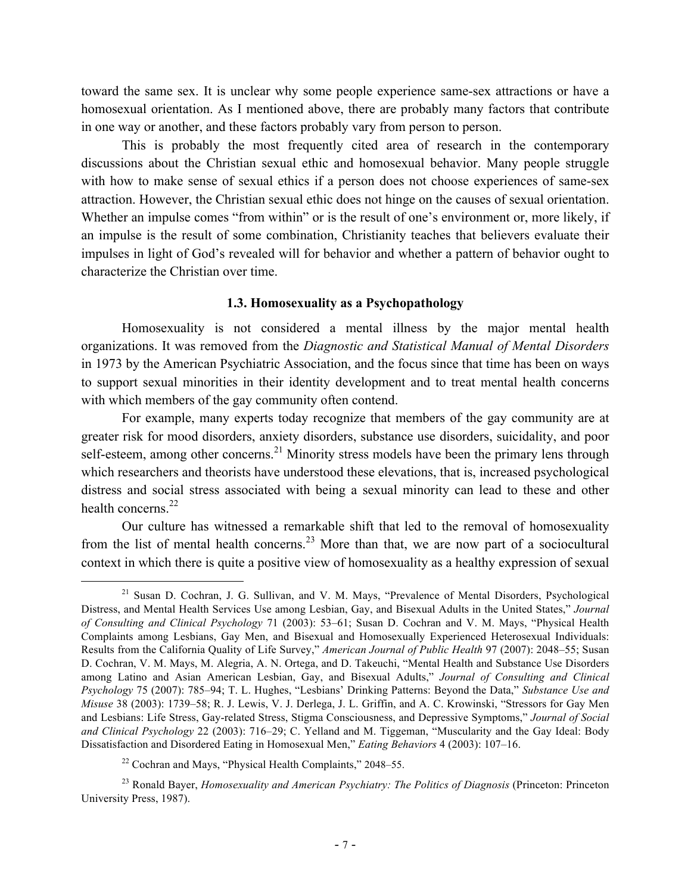toward the same sex. It is unclear why some people experience same-sex attractions or have a homosexual orientation. As I mentioned above, there are probably many factors that contribute in one way or another, and these factors probably vary from person to person.

This is probably the most frequently cited area of research in the contemporary discussions about the Christian sexual ethic and homosexual behavior. Many people struggle with how to make sense of sexual ethics if a person does not choose experiences of same-sex attraction. However, the Christian sexual ethic does not hinge on the causes of sexual orientation. Whether an impulse comes "from within" or is the result of one's environment or, more likely, if an impulse is the result of some combination, Christianity teaches that believers evaluate their impulses in light of God's revealed will for behavior and whether a pattern of behavior ought to characterize the Christian over time.

### 1.3. Homosexuality as a Psychopathology

Homosexuality is not considered a mental illness by the major mental health organizations. It was removed from the *Diagnostic and Statistical Manual of Mental Disorders* in 1973 by the American Psychiatric Association, and the focus since that time has been on ways to support sexual minorities in their identity development and to treat mental health concerns with which members of the gay community often contend.

For example, many experts today recognize that members of the gay community are at greater risk for mood disorders, anxiety disorders, substance use disorders, suicidality, and poor self-esteem, among other concerns.[21] Minority stress models have been the primary lens through which researchers and theorists have understood these elevations, that is, increased psychological distress and social stress associated with being a sexual minority can lead to these and other health concerns.[22]

Our culture has witnessed a remarkable shift that led to the removal of homosexuality from the list of mental health concerns.[23] More than that, we are now part of a sociocultural context in which there is quite a positive view of homosexuality as a healthy expression of sexual

---

[21] Susan D. Cochran, J. G. Sullivan, and V. M. Mays, "Prevalence of Mental Disorders, Psychological Distress, and Mental Health Services Use among Lesbian, Gay, and Bisexual Adults in the United States," *Journal of Consulting and Clinical Psychology* 71 (2003): 53–61; Susan D. Cochran and V. M. Mays, "Physical Health Complaints among Lesbians, Gay Men, and Bisexual and Homosexually Experienced Heterosexual Individuals: Results from the California Quality of Life Survey," *American Journal of Public Health* 97 (2007): 2048–55; Susan D. Cochran, V. M. Mays, M. Alegria, A. N. Ortega, and D. Takeuchi, "Mental Health and Substance Use Disorders among Latino and Asian American Lesbian, Gay, and Bisexual Adults," *Journal of Consulting and Clinical Psychology* 75 (2007): 785–94; T. L. Hughes, "Lesbians' Drinking Patterns: Beyond the Data," *Substance Use and Misuse* 38 (2003): 1739–58; R. J. Lewis, V. J. Derlega, J. L. Griffin, and A. C. Krowinski, "Stressors for Gay Men and Lesbians: Life Stress, Gay-related Stress, Stigma Consciousness, and Depressive Symptoms," *Journal of Social and Clinical Psychology* 22 (2003): 716–29; C. Yelland and M. Tiggeman, "Muscularity and the Gay Ideal: Body Dissatisfaction and Disordered Eating in Homosexual Men," *Eating Behaviors* 4 (2003): 107–16.

[22] Cochran and Mays, "Physical Health Complaints," 2048–55.

[23] Ronald Bayer, *Homosexuality and American Psychiatry: The Politics of Diagnosis* (Princeton: Princeton University Press, 1987).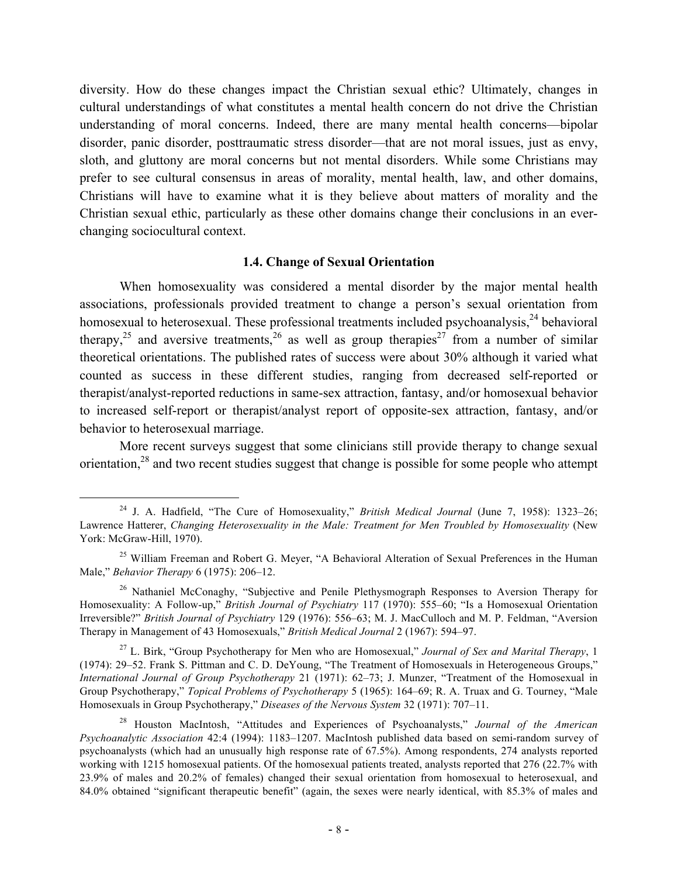diversity. How do these changes impact the Christian sexual ethic? Ultimately, changes in cultural understandings of what constitutes a mental health concern do not drive the Christian understanding of moral concerns. Indeed, there are many mental health concerns—bipolar disorder, panic disorder, posttraumatic stress disorder—that are not moral issues, just as envy, sloth, and gluttony are moral concerns but not mental disorders. While some Christians may prefer to see cultural consensus in areas of morality, mental health, law, and other domains, Christians will have to examine what it is they believe about matters of morality and the Christian sexual ethic, particularly as these other domains change their conclusions in an ever-changing sociocultural context.

### 1.4. Change of Sexual Orientation

When homosexuality was considered a mental disorder by the major mental health associations, professionals provided treatment to change a person's sexual orientation from homosexual to heterosexual. These professional treatments included psychoanalysis,[24] behavioral therapy,[25] and aversive treatments,[26] as well as group therapies[27] from a number of similar theoretical orientations. The published rates of success were about 30% although it varied what counted as success in these different studies, ranging from decreased self-reported or therapist/analyst-reported reductions in same-sex attraction, fantasy, and/or homosexual behavior to increased self-report or therapist/analyst report of opposite-sex attraction, fantasy, and/or behavior to heterosexual marriage.

More recent surveys suggest that some clinicians still provide therapy to change sexual orientation,[28] and two recent studies suggest that change is possible for some people who attempt

---

[24] J. A. Hadfield, "The Cure of Homosexuality," *British Medical Journal* (June 7, 1958): 1323–26; Lawrence Hatterer, *Changing Heterosexuality in the Male: Treatment for Men Troubled by Homosexuality* (New York: McGraw-Hill, 1970).

[25] William Freeman and Robert G. Meyer, "A Behavioral Alteration of Sexual Preferences in the Human Male," *Behavior Therapy* 6 (1975): 206–12.

[26] Nathaniel McConaghy, "Subjective and Penile Plethysmograph Responses to Aversion Therapy for Homosexuality: A Follow-up," *British Journal of Psychiatry* 117 (1970): 555–60; "Is a Homosexual Orientation Irreversible?" *British Journal of Psychiatry* 129 (1976): 556–63; M. J. MacCulloch and M. P. Feldman, "Aversion Therapy in Management of 43 Homosexuals," *British Medical Journal* 2 (1967): 594–97.

[27] L. Birk, "Group Psychotherapy for Men who are Homosexual," *Journal of Sex and Marital Therapy*, 1 (1974): 29–52. Frank S. Pittman and C. D. DeYoung, "The Treatment of Homosexuals in Heterogeneous Groups," *International Journal of Group Psychotherapy* 21 (1971): 62–73; J. Munzer, "Treatment of the Homosexual in Group Psychotherapy," *Topical Problems of Psychotherapy* 5 (1965): 164–69; R. A. Truax and G. Tourney, "Male Homosexuals in Group Psychotherapy," *Diseases of the Nervous System* 32 (1971): 707–11.

[28] Houston MacIntosh, "Attitudes and Experiences of Psychoanalysts," *Journal of the American Psychoanalytic Association* 42:4 (1994): 1183–1207. MacIntosh published data based on semi-random survey of psychoanalysts (which had an unusually high response rate of 67.5%). Among respondents, 274 analysts reported working with 1215 homosexual patients. Of the homosexual patients treated, analysts reported that 276 (22.7% with 23.9% of males and 20.2% of females) changed their sexual orientation from homosexual to heterosexual, and 84.0% obtained "significant therapeutic benefit" (again, the sexes were nearly identical, with 85.3% of males and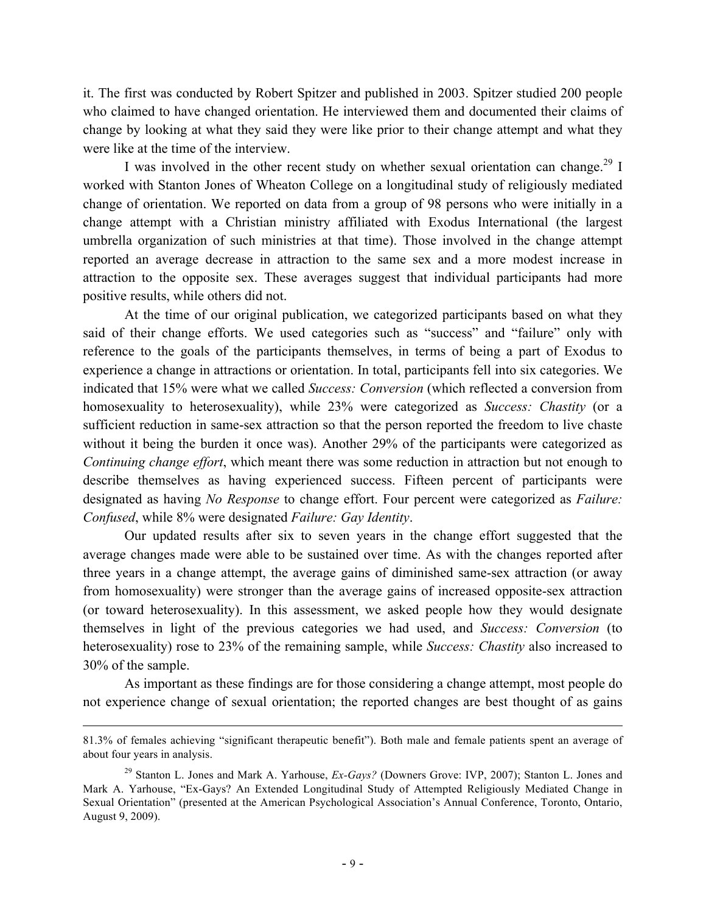it. The first was conducted by Robert Spitzer and published in 2003. Spitzer studied 200 people who claimed to have changed orientation. He interviewed them and documented their claims of change by looking at what they said they were like prior to their change attempt and what they were like at the time of the interview.

I was involved in the other recent study on whether sexual orientation can change.[29] I worked with Stanton Jones of Wheaton College on a longitudinal study of religiously mediated change of orientation. We reported on data from a group of 98 persons who were initially in a change attempt with a Christian ministry affiliated with Exodus International (the largest umbrella organization of such ministries at that time). Those involved in the change attempt reported an average decrease in attraction to the same sex and a more modest increase in attraction to the opposite sex. These averages suggest that individual participants had more positive results, while others did not.

At the time of our original publication, we categorized participants based on what they said of their change efforts. We used categories such as "success" and "failure" only with reference to the goals of the participants themselves, in terms of being a part of Exodus to experience a change in attractions or orientation. In total, participants fell into six categories. We indicated that 15% were what we called *Success: Conversion* (which reflected a conversion from homosexuality to heterosexuality), while 23% were categorized as *Success: Chastity* (or a sufficient reduction in same-sex attraction so that the person reported the freedom to live chaste without it being the burden it once was). Another 29% of the participants were categorized as *Continuing change effort*, which meant there was some reduction in attraction but not enough to describe themselves as having experienced success. Fifteen percent of participants were designated as having *No Response* to change effort. Four percent were categorized as *Failure: Confused*, while 8% were designated *Failure: Gay Identity*.

Our updated results after six to seven years in the change effort suggested that the average changes made were able to be sustained over time. As with the changes reported after three years in a change attempt, the average gains of diminished same-sex attraction (or away from homosexuality) were stronger than the average gains of increased opposite-sex attraction (or toward heterosexuality). In this assessment, we asked people how they would designate themselves in light of the previous categories we had used, and *Success: Conversion* (to heterosexuality) rose to 23% of the remaining sample, while *Success: Chastity* also increased to 30% of the sample.

As important as these findings are for those considering a change attempt, most people do not experience change of sexual orientation; the reported changes are best thought of as gains

---

81.3% of females achieving "significant therapeutic benefit"). Both male and female patients spent an average of about four years in analysis.

[29] Stanton L. Jones and Mark A. Yarhouse, *Ex-Gays?* (Downers Grove: IVP, 2007); Stanton L. Jones and Mark A. Yarhouse, "Ex-Gays? An Extended Longitudinal Study of Attempted Religiously Mediated Change in Sexual Orientation" (presented at the American Psychological Association's Annual Conference, Toronto, Ontario, August 9, 2009).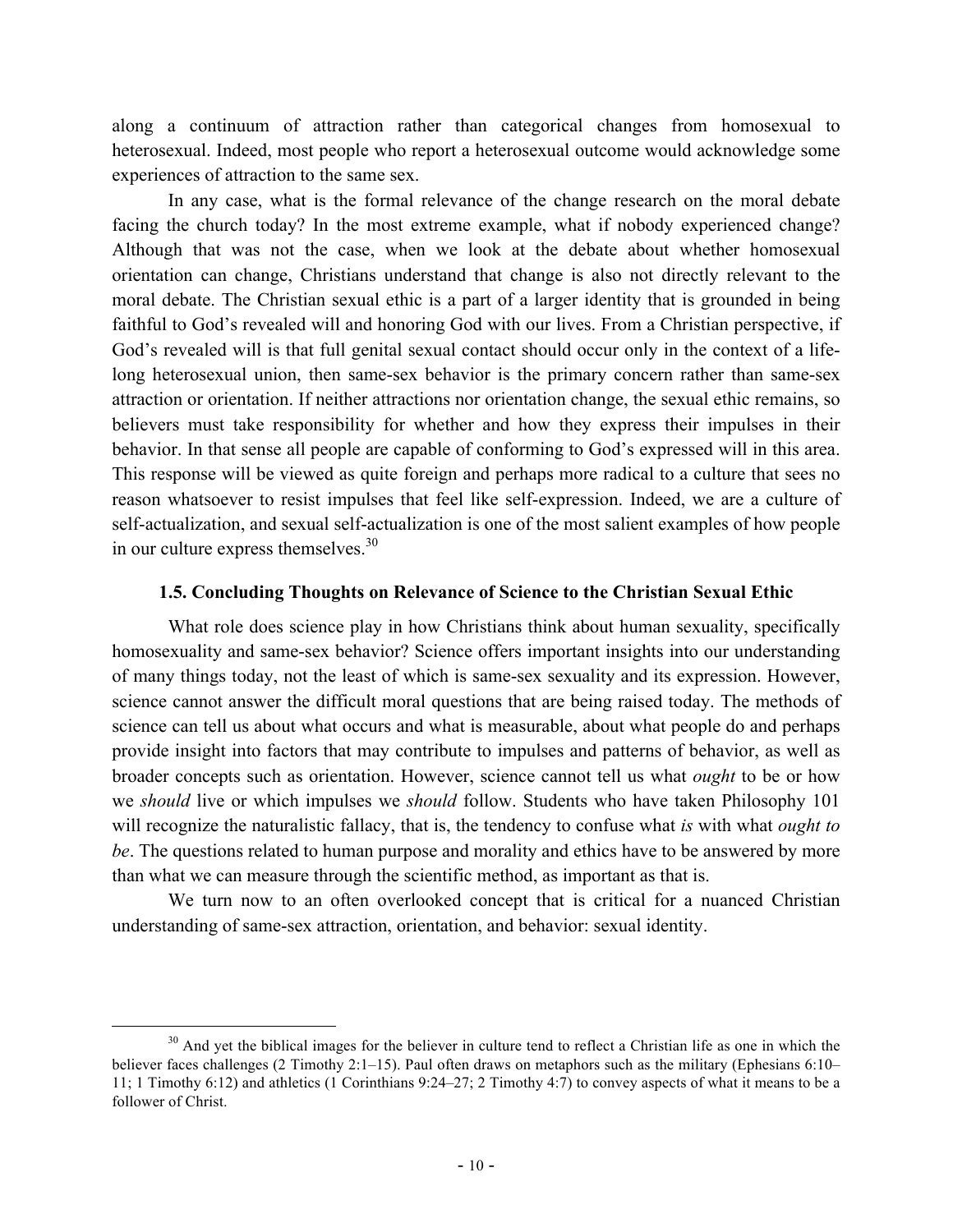along a continuum of attraction rather than categorical changes from homosexual to heterosexual. Indeed, most people who report a heterosexual outcome would acknowledge some experiences of attraction to the same sex.

In any case, what is the formal relevance of the change research on the moral debate facing the church today? In the most extreme example, what if nobody experienced change? Although that was not the case, when we look at the debate about whether homosexual orientation can change, Christians understand that change is also not directly relevant to the moral debate. The Christian sexual ethic is a part of a larger identity that is grounded in being faithful to God's revealed will and honoring God with our lives. From a Christian perspective, if God's revealed will is that full genital sexual contact should occur only in the context of a life-long heterosexual union, then same-sex behavior is the primary concern rather than same-sex attraction or orientation. If neither attractions nor orientation change, the sexual ethic remains, so believers must take responsibility for whether and how they express their impulses in their behavior. In that sense all people are capable of conforming to God's expressed will in this area. This response will be viewed as quite foreign and perhaps more radical to a culture that sees no reason whatsoever to resist impulses that feel like self-expression. Indeed, we are a culture of self-actualization, and sexual self-actualization is one of the most salient examples of how people in our culture express themselves.[30]

### 1.5. Concluding Thoughts on Relevance of Science to the Christian Sexual Ethic

What role does science play in how Christians think about human sexuality, specifically homosexuality and same-sex behavior? Science offers important insights into our understanding of many things today, not the least of which is same-sex sexuality and its expression. However, science cannot answer the difficult moral questions that are being raised today. The methods of science can tell us about what occurs and what is measurable, about what people do and perhaps provide insight into factors that may contribute to impulses and patterns of behavior, as well as broader concepts such as orientation. However, science cannot tell us what *ought* to be or how we *should* live or which impulses we *should* follow. Students who have taken Philosophy 101 will recognize the naturalistic fallacy, that is, the tendency to confuse what *is* with what *ought to be*. The questions related to human purpose and morality and ethics have to be answered by more than what we can measure through the scientific method, as important as that is.

We turn now to an often overlooked concept that is critical for a nuanced Christian understanding of same-sex attraction, orientation, and behavior: sexual identity.

---

[30] And yet the biblical images for the believer in culture tend to reflect a Christian life as one in which the believer faces challenges (2 Timothy 2:1–15). Paul often draws on metaphors such as the military (Ephesians 6:10–11; 1 Timothy 6:12) and athletics (1 Corinthians 9:24–27; 2 Timothy 4:7) to convey aspects of what it means to be a follower of Christ.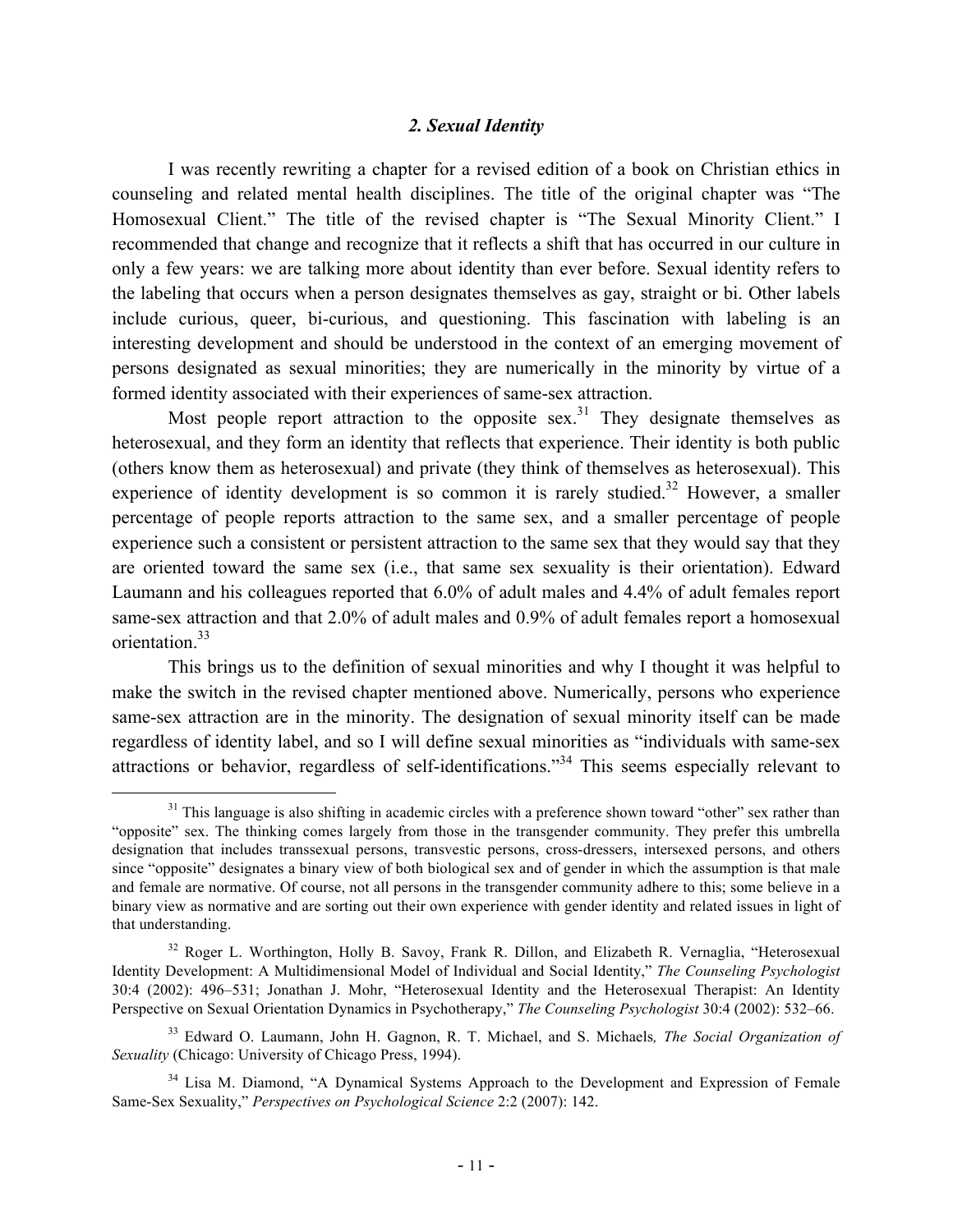## *2. Sexual Identity*

I was recently rewriting a chapter for a revised edition of a book on Christian ethics in counseling and related mental health disciplines. The title of the original chapter was "The Homosexual Client." The title of the revised chapter is "The Sexual Minority Client." I recommended that change and recognize that it reflects a shift that has occurred in our culture in only a few years: we are talking more about identity than ever before. Sexual identity refers to the labeling that occurs when a person designates themselves as gay, straight or bi. Other labels include curious, queer, bi-curious, and questioning. This fascination with labeling is an interesting development and should be understood in the context of an emerging movement of persons designated as sexual minorities; they are numerically in the minority by virtue of a formed identity associated with their experiences of same-sex attraction.

Most people report attraction to the opposite sex.[31] They designate themselves as heterosexual, and they form an identity that reflects that experience. Their identity is both public (others know them as heterosexual) and private (they think of themselves as heterosexual). This experience of identity development is so common it is rarely studied.[32] However, a smaller percentage of people reports attraction to the same sex, and a smaller percentage of people experience such a consistent or persistent attraction to the same sex that they would say that they are oriented toward the same sex (i.e., that same sex sexuality is their orientation). Edward Laumann and his colleagues reported that 6.0% of adult males and 4.4% of adult females report same-sex attraction and that 2.0% of adult males and 0.9% of adult females report a homosexual orientation.[33]

This brings us to the definition of sexual minorities and why I thought it was helpful to make the switch in the revised chapter mentioned above. Numerically, persons who experience same-sex attraction are in the minority. The designation of sexual minority itself can be made regardless of identity label, and so I will define sexual minorities as "individuals with same-sex attractions or behavior, regardless of self-identifications."[34] This seems especially relevant to

---

[31] This language is also shifting in academic circles with a preference shown toward "other" sex rather than "opposite" sex. The thinking comes largely from those in the transgender community. They prefer this umbrella designation that includes transsexual persons, transvestic persons, cross-dressers, intersexed persons, and others since "opposite" designates a binary view of both biological sex and of gender in which the assumption is that male and female are normative. Of course, not all persons in the transgender community adhere to this; some believe in a binary view as normative and are sorting out their own experience with gender identity and related issues in light of that understanding.

[32] Roger L. Worthington, Holly B. Savoy, Frank R. Dillon, and Elizabeth R. Vernaglia, "Heterosexual Identity Development: A Multidimensional Model of Individual and Social Identity," *The Counseling Psychologist* 30:4 (2002): 496–531; Jonathan J. Mohr, "Heterosexual Identity and the Heterosexual Therapist: An Identity Perspective on Sexual Orientation Dynamics in Psychotherapy," *The Counseling Psychologist* 30:4 (2002): 532–66.

[33] Edward O. Laumann, John H. Gagnon, R. T. Michael, and S. Michaels*, The Social Organization of Sexuality* (Chicago: University of Chicago Press, 1994).

[34] Lisa M. Diamond, "A Dynamical Systems Approach to the Development and Expression of Female Same-Sex Sexuality," *Perspectives on Psychological Science* 2:2 (2007): 142.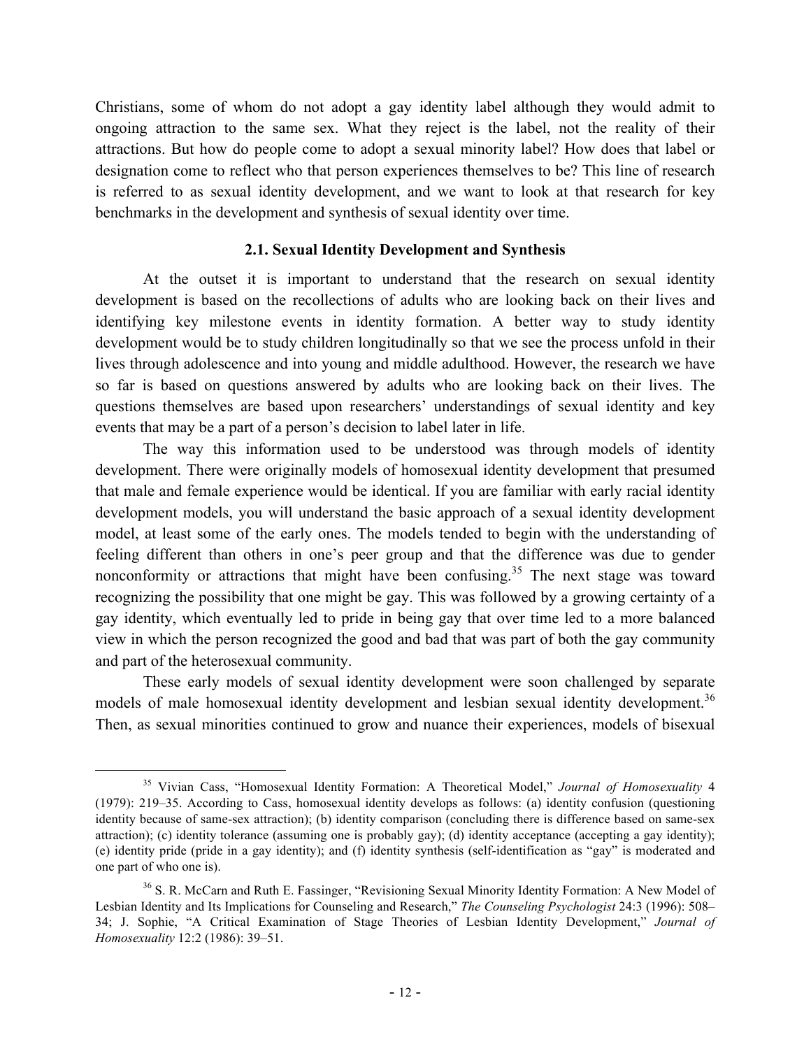Christians, some of whom do not adopt a gay identity label although they would admit to ongoing attraction to the same sex. What they reject is the label, not the reality of their attractions. But how do people come to adopt a sexual minority label? How does that label or designation come to reflect who that person experiences themselves to be? This line of research is referred to as sexual identity development, and we want to look at that research for key benchmarks in the development and synthesis of sexual identity over time.

### 2.1. Sexual Identity Development and Synthesis

At the outset it is important to understand that the research on sexual identity development is based on the recollections of adults who are looking back on their lives and identifying key milestone events in identity formation. A better way to study identity development would be to study children longitudinally so that we see the process unfold in their lives through adolescence and into young and middle adulthood. However, the research we have so far is based on questions answered by adults who are looking back on their lives. The questions themselves are based upon researchers' understandings of sexual identity and key events that may be a part of a person's decision to label later in life.

The way this information used to be understood was through models of identity development. There were originally models of homosexual identity development that presumed that male and female experience would be identical. If you are familiar with early racial identity development models, you will understand the basic approach of a sexual identity development model, at least some of the early ones. The models tended to begin with the understanding of feeling different than others in one's peer group and that the difference was due to gender nonconformity or attractions that might have been confusing.[35] The next stage was toward recognizing the possibility that one might be gay. This was followed by a growing certainty of a gay identity, which eventually led to pride in being gay that over time led to a more balanced view in which the person recognized the good and bad that was part of both the gay community and part of the heterosexual community.

These early models of sexual identity development were soon challenged by separate models of male homosexual identity development and lesbian sexual identity development.[36] Then, as sexual minorities continued to grow and nuance their experiences, models of bisexual

---

[35] Vivian Cass, "Homosexual Identity Formation: A Theoretical Model," *Journal of Homosexuality* 4 (1979): 219–35. According to Cass, homosexual identity develops as follows: (a) identity confusion (questioning identity because of same-sex attraction); (b) identity comparison (concluding there is difference based on same-sex attraction); (c) identity tolerance (assuming one is probably gay); (d) identity acceptance (accepting a gay identity); (e) identity pride (pride in a gay identity); and (f) identity synthesis (self-identification as "gay" is moderated and one part of who one is).

[36] S. R. McCarn and Ruth E. Fassinger, "Revisioning Sexual Minority Identity Formation: A New Model of Lesbian Identity and Its Implications for Counseling and Research," *The Counseling Psychologist* 24:3 (1996): 508–34; J. Sophie, "A Critical Examination of Stage Theories of Lesbian Identity Development," *Journal of Homosexuality* 12:2 (1986): 39–51.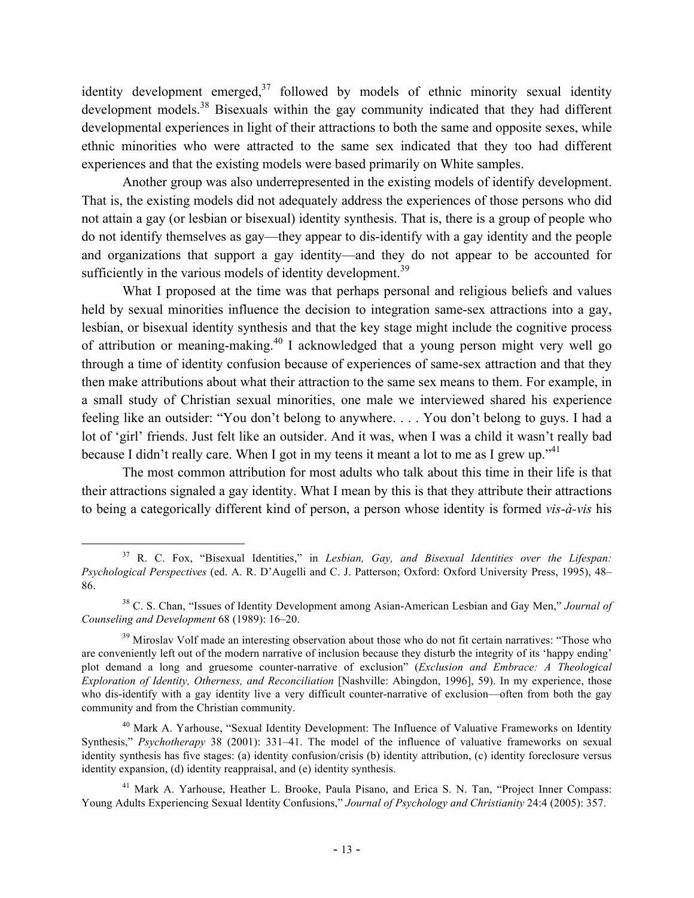identity development emerged,[37] followed by models of ethnic minority sexual identity development models.[38] Bisexuals within the gay community indicated that they had different developmental experiences in light of their attractions to both the same and opposite sexes, while ethnic minorities who were attracted to the same sex indicated that they too had different experiences and that the existing models were based primarily on White samples.

Another group was also underrepresented in the existing models of identify development. That is, the existing models did not adequately address the experiences of those persons who did not attain a gay (or lesbian or bisexual) identity synthesis. That is, there is a group of people who do not identify themselves as gay—they appear to dis-identify with a gay identity and the people and organizations that support a gay identity—and they do not appear to be accounted for sufficiently in the various models of identity development.[39]

What I proposed at the time was that perhaps personal and religious beliefs and values held by sexual minorities influence the decision to integration same-sex attractions into a gay, lesbian, or bisexual identity synthesis and that the key stage might include the cognitive process of attribution or meaning-making.[40] I acknowledged that a young person might very well go through a time of identity confusion because of experiences of same-sex attraction and that they then make attributions about what their attraction to the same sex means to them. For example, in a small study of Christian sexual minorities, one male we interviewed shared his experience feeling like an outsider: "You don't belong to anywhere. . . . You don't belong to guys. I had a lot of 'girl' friends. Just felt like an outsider. And it was, when I was a child it wasn't really bad because I didn't really care. When I got in my teens it meant a lot to me as I grew up."[41]

The most common attribution for most adults who talk about this time in their life is that their attractions signaled a gay identity. What I mean by this is that they attribute their attractions to being a categorically different kind of person, a person whose identity is formed *vis-à-vis* his

---

[37] R. C. Fox, "Bisexual Identities," in *Lesbian, Gay, and Bisexual Identities over the Lifespan: Psychological Perspectives* (ed. A. R. D'Augelli and C. J. Patterson; Oxford: Oxford University Press, 1995), 48–86.

[38] C. S. Chan, "Issues of Identity Development among Asian-American Lesbian and Gay Men," *Journal of Counseling and Development* 68 (1989): 16–20.

[39] Miroslav Volf made an interesting observation about those who do not fit certain narratives: "Those who are conveniently left out of the modern narrative of inclusion because they disturb the integrity of its 'happy ending' plot demand a long and gruesome counter-narrative of exclusion" (*Exclusion and Embrace: A Theological Exploration of Identity, Otherness, and Reconciliation* [Nashville: Abingdon, 1996], 59). In my experience, those who dis-identify with a gay identity live a very difficult counter-narrative of exclusion—often from both the gay community and from the Christian community.

[40] Mark A. Yarhouse, "Sexual Identity Development: The Influence of Valuative Frameworks on Identity Synthesis," *Psychotherapy* 38 (2001): 331–41. The model of the influence of valuative frameworks on sexual identity synthesis has five stages: (a) identity confusion/crisis (b) identity attribution, (c) identity foreclosure versus identity expansion, (d) identity reappraisal, and (e) identity synthesis.

[41] Mark A. Yarhouse, Heather L. Brooke, Paula Pisano, and Erica S. N. Tan, "Project Inner Compass: Young Adults Experiencing Sexual Identity Confusions," *Journal of Psychology and Christianity* 24:4 (2005): 357.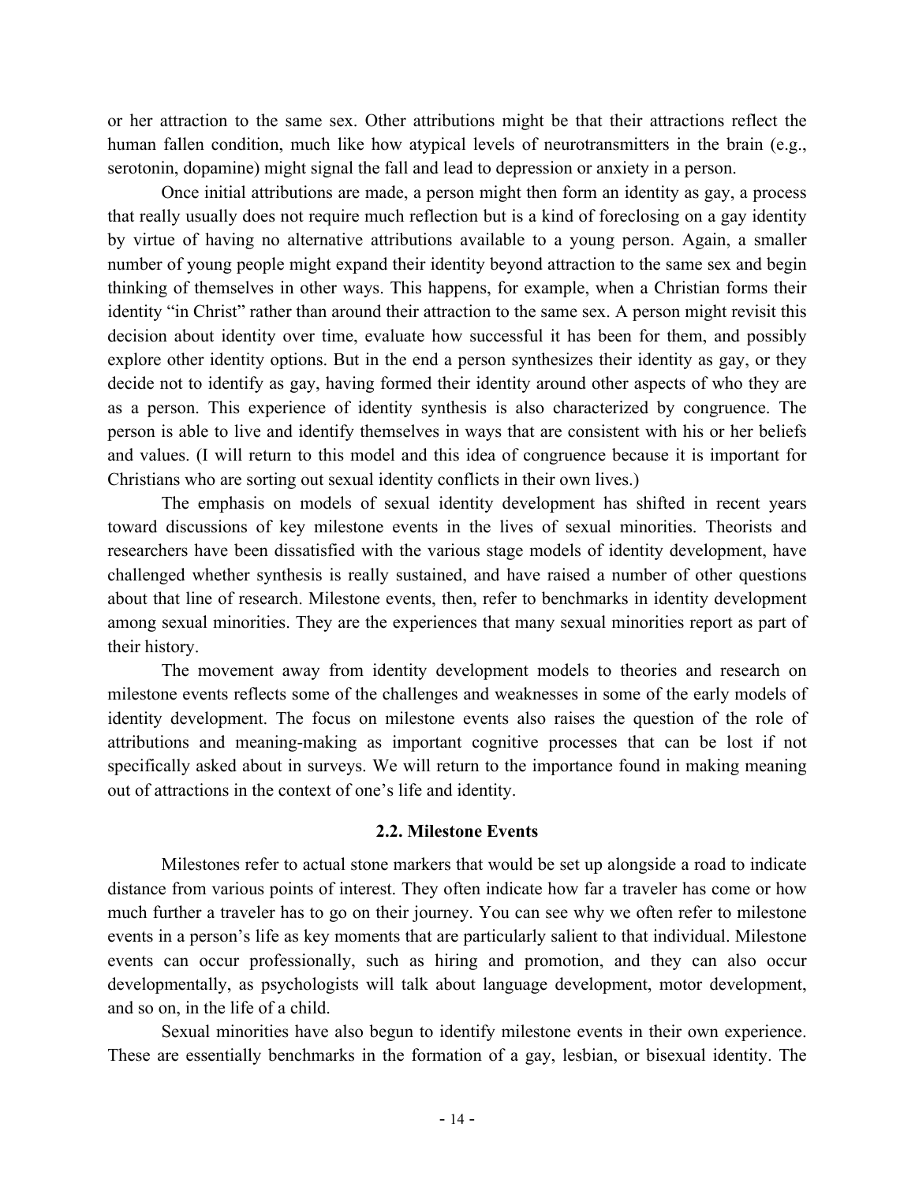or her attraction to the same sex. Other attributions might be that their attractions reflect the human fallen condition, much like how atypical levels of neurotransmitters in the brain (e.g., serotonin, dopamine) might signal the fall and lead to depression or anxiety in a person.

Once initial attributions are made, a person might then form an identity as gay, a process that really usually does not require much reflection but is a kind of foreclosing on a gay identity by virtue of having no alternative attributions available to a young person. Again, a smaller number of young people might expand their identity beyond attraction to the same sex and begin thinking of themselves in other ways. This happens, for example, when a Christian forms their identity "in Christ" rather than around their attraction to the same sex. A person might revisit this decision about identity over time, evaluate how successful it has been for them, and possibly explore other identity options. But in the end a person synthesizes their identity as gay, or they decide not to identify as gay, having formed their identity around other aspects of who they are as a person. This experience of identity synthesis is also characterized by congruence. The person is able to live and identify themselves in ways that are consistent with his or her beliefs and values. (I will return to this model and this idea of congruence because it is important for Christians who are sorting out sexual identity conflicts in their own lives.)

The emphasis on models of sexual identity development has shifted in recent years toward discussions of key milestone events in the lives of sexual minorities. Theorists and researchers have been dissatisfied with the various stage models of identity development, have challenged whether synthesis is really sustained, and have raised a number of other questions about that line of research. Milestone events, then, refer to benchmarks in identity development among sexual minorities. They are the experiences that many sexual minorities report as part of their history.

The movement away from identity development models to theories and research on milestone events reflects some of the challenges and weaknesses in some of the early models of identity development. The focus on milestone events also raises the question of the role of attributions and meaning-making as important cognitive processes that can be lost if not specifically asked about in surveys. We will return to the importance found in making meaning out of attractions in the context of one's life and identity.

## 2.2. Milestone Events

Milestones refer to actual stone markers that would be set up alongside a road to indicate distance from various points of interest. They often indicate how far a traveler has come or how much further a traveler has to go on their journey. You can see why we often refer to milestone events in a person's life as key moments that are particularly salient to that individual. Milestone events can occur professionally, such as hiring and promotion, and they can also occur developmentally, as psychologists will talk about language development, motor development, and so on, in the life of a child.

Sexual minorities have also begun to identify milestone events in their own experience. These are essentially benchmarks in the formation of a gay, lesbian, or bisexual identity. The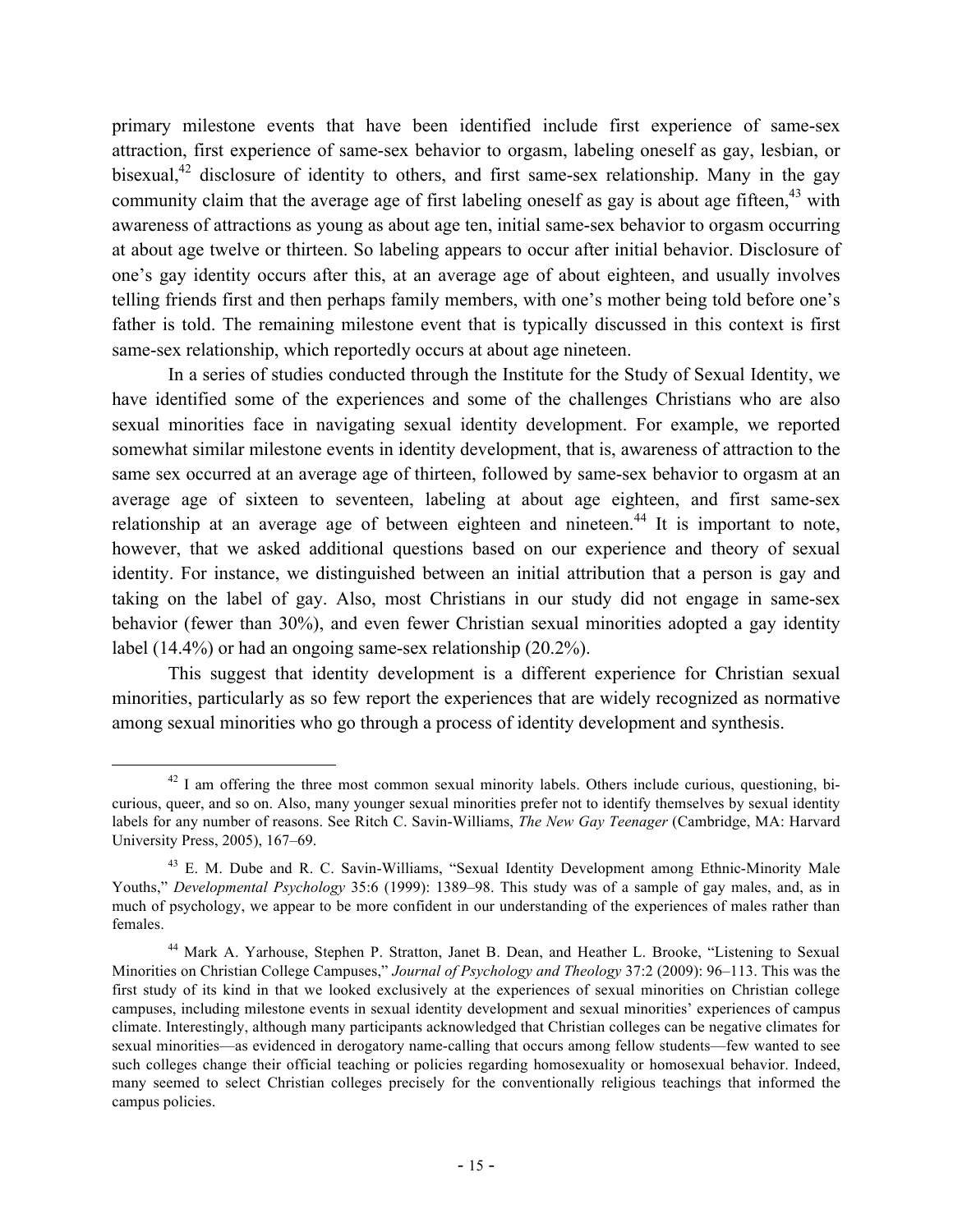primary milestone events that have been identified include first experience of same-sex attraction, first experience of same-sex behavior to orgasm, labeling oneself as gay, lesbian, or bisexual,[42] disclosure of identity to others, and first same-sex relationship. Many in the gay community claim that the average age of first labeling oneself as gay is about age fifteen,[43] with awareness of attractions as young as about age ten, initial same-sex behavior to orgasm occurring at about age twelve or thirteen. So labeling appears to occur after initial behavior. Disclosure of one's gay identity occurs after this, at an average age of about eighteen, and usually involves telling friends first and then perhaps family members, with one's mother being told before one's father is told. The remaining milestone event that is typically discussed in this context is first same-sex relationship, which reportedly occurs at about age nineteen.

In a series of studies conducted through the Institute for the Study of Sexual Identity, we have identified some of the experiences and some of the challenges Christians who are also sexual minorities face in navigating sexual identity development. For example, we reported somewhat similar milestone events in identity development, that is, awareness of attraction to the same sex occurred at an average age of thirteen, followed by same-sex behavior to orgasm at an average age of sixteen to seventeen, labeling at about age eighteen, and first same-sex relationship at an average age of between eighteen and nineteen.[44] It is important to note, however, that we asked additional questions based on our experience and theory of sexual identity. For instance, we distinguished between an initial attribution that a person is gay and taking on the label of gay. Also, most Christians in our study did not engage in same-sex behavior (fewer than 30%), and even fewer Christian sexual minorities adopted a gay identity label (14.4%) or had an ongoing same-sex relationship (20.2%).

This suggest that identity development is a different experience for Christian sexual minorities, particularly as so few report the experiences that are widely recognized as normative among sexual minorities who go through a process of identity development and synthesis.

---

[42] I am offering the three most common sexual minority labels. Others include curious, questioning, bi-curious, queer, and so on. Also, many younger sexual minorities prefer not to identify themselves by sexual identity labels for any number of reasons. See Ritch C. Savin-Williams, *The New Gay Teenager* (Cambridge, MA: Harvard University Press, 2005), 167–69.

[43] E. M. Dube and R. C. Savin-Williams, "Sexual Identity Development among Ethnic-Minority Male Youths," *Developmental Psychology* 35:6 (1999): 1389–98. This study was of a sample of gay males, and, as in much of psychology, we appear to be more confident in our understanding of the experiences of males rather than females.

[44] Mark A. Yarhouse, Stephen P. Stratton, Janet B. Dean, and Heather L. Brooke, "Listening to Sexual Minorities on Christian College Campuses," *Journal of Psychology and Theology* 37:2 (2009): 96–113. This was the first study of its kind in that we looked exclusively at the experiences of sexual minorities on Christian college campuses, including milestone events in sexual identity development and sexual minorities' experiences of campus climate. Interestingly, although many participants acknowledged that Christian colleges can be negative climates for sexual minorities—as evidenced in derogatory name-calling that occurs among fellow students—few wanted to see such colleges change their official teaching or policies regarding homosexuality or homosexual behavior. Indeed, many seemed to select Christian colleges precisely for the conventionally religious teachings that informed the campus policies.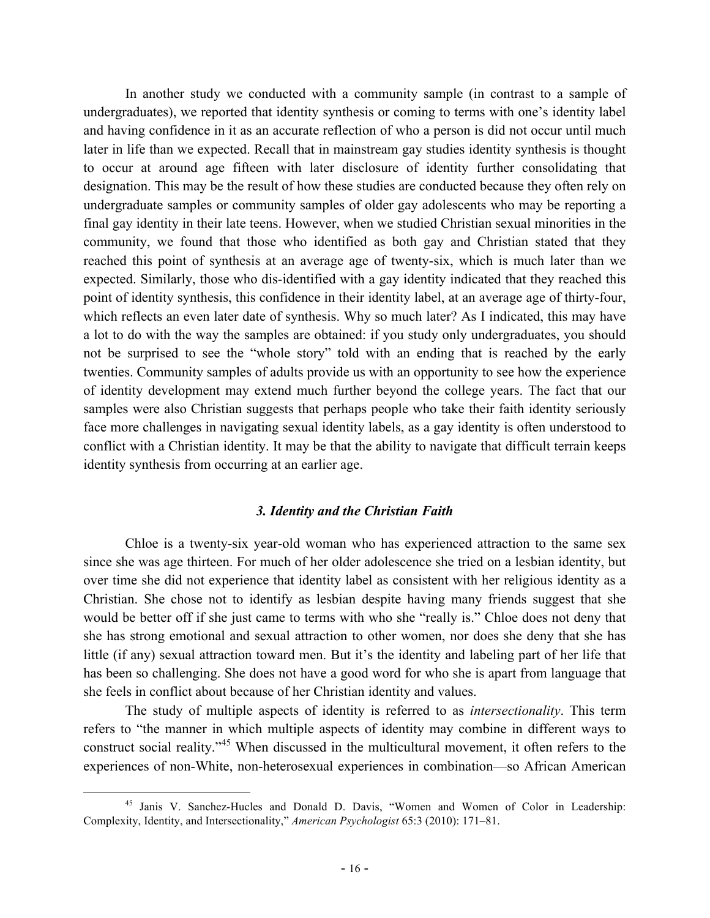In another study we conducted with a community sample (in contrast to a sample of undergraduates), we reported that identity synthesis or coming to terms with one's identity label and having confidence in it as an accurate reflection of who a person is did not occur until much later in life than we expected. Recall that in mainstream gay studies identity synthesis is thought to occur at around age fifteen with later disclosure of identity further consolidating that designation. This may be the result of how these studies are conducted because they often rely on undergraduate samples or community samples of older gay adolescents who may be reporting a final gay identity in their late teens. However, when we studied Christian sexual minorities in the community, we found that those who identified as both gay and Christian stated that they reached this point of synthesis at an average age of twenty-six, which is much later than we expected. Similarly, those who dis-identified with a gay identity indicated that they reached this point of identity synthesis, this confidence in their identity label, at an average age of thirty-four, which reflects an even later date of synthesis. Why so much later? As I indicated, this may have a lot to do with the way the samples are obtained: if you study only undergraduates, you should not be surprised to see the "whole story" told with an ending that is reached by the early twenties. Community samples of adults provide us with an opportunity to see how the experience of identity development may extend much further beyond the college years. The fact that our samples were also Christian suggests that perhaps people who take their faith identity seriously face more challenges in navigating sexual identity labels, as a gay identity is often understood to conflict with a Christian identity. It may be that the ability to navigate that difficult terrain keeps identity synthesis from occurring at an earlier age.

### *3. Identity and the Christian Faith*

Chloe is a twenty-six year-old woman who has experienced attraction to the same sex since she was age thirteen. For much of her older adolescence she tried on a lesbian identity, but over time she did not experience that identity label as consistent with her religious identity as a Christian. She chose not to identify as lesbian despite having many friends suggest that she would be better off if she just came to terms with who she "really is." Chloe does not deny that she has strong emotional and sexual attraction to other women, nor does she deny that she has little (if any) sexual attraction toward men. But it's the identity and labeling part of her life that has been so challenging. She does not have a good word for who she is apart from language that she feels in conflict about because of her Christian identity and values.

The study of multiple aspects of identity is referred to as *intersectionality*. This term refers to "the manner in which multiple aspects of identity may combine in different ways to construct social reality."[45] When discussed in the multicultural movement, it often refers to the experiences of non-White, non-heterosexual experiences in combination—so African American

[45] Janis V. Sanchez-Hucles and Donald D. Davis, "Women and Women of Color in Leadership: Complexity, Identity, and Intersectionality," *American Psychologist* 65:3 (2010): 171–81.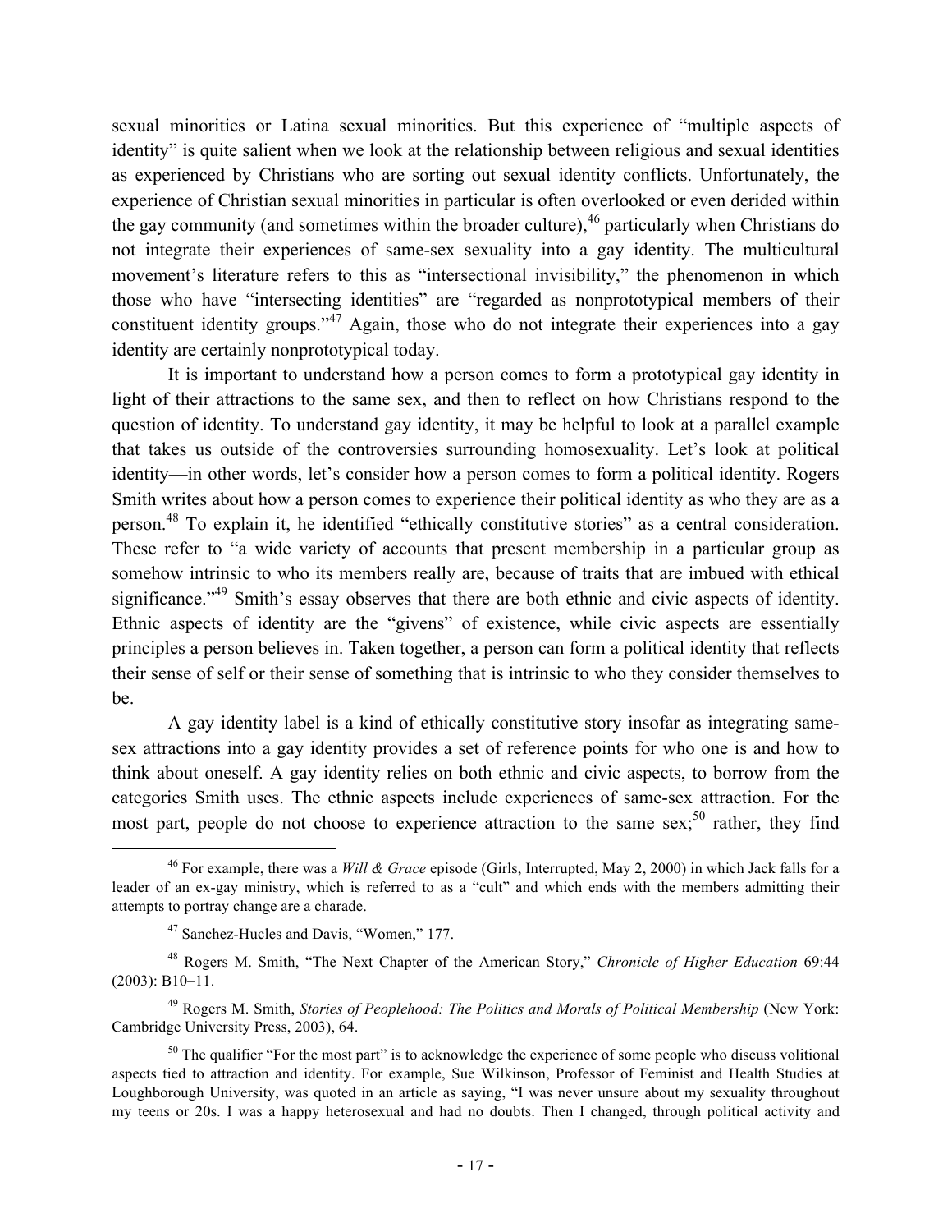sexual minorities or Latina sexual minorities. But this experience of "multiple aspects of identity" is quite salient when we look at the relationship between religious and sexual identities as experienced by Christians who are sorting out sexual identity conflicts. Unfortunately, the experience of Christian sexual minorities in particular is often overlooked or even derided within the gay community (and sometimes within the broader culture),[46] particularly when Christians do not integrate their experiences of same-sex sexuality into a gay identity. The multicultural movement's literature refers to this as "intersectional invisibility," the phenomenon in which those who have "intersecting identities" are "regarded as nonprototypical members of their constituent identity groups."[47] Again, those who do not integrate their experiences into a gay identity are certainly nonprototypical today.

It is important to understand how a person comes to form a prototypical gay identity in light of their attractions to the same sex, and then to reflect on how Christians respond to the question of identity. To understand gay identity, it may be helpful to look at a parallel example that takes us outside of the controversies surrounding homosexuality. Let's look at political identity—in other words, let's consider how a person comes to form a political identity. Rogers Smith writes about how a person comes to experience their political identity as who they are as a person.[48] To explain it, he identified "ethically constitutive stories" as a central consideration. These refer to "a wide variety of accounts that present membership in a particular group as somehow intrinsic to who its members really are, because of traits that are imbued with ethical significance."[49] Smith's essay observes that there are both ethnic and civic aspects of identity. Ethnic aspects of identity are the "givens" of existence, while civic aspects are essentially principles a person believes in. Taken together, a person can form a political identity that reflects their sense of self or their sense of something that is intrinsic to who they consider themselves to be.

A gay identity label is a kind of ethically constitutive story insofar as integrating same-sex attractions into a gay identity provides a set of reference points for who one is and how to think about oneself. A gay identity relies on both ethnic and civic aspects, to borrow from the categories Smith uses. The ethnic aspects include experiences of same-sex attraction. For the most part, people do not choose to experience attraction to the same sex;[50] rather, they find

---

[46] For example, there was a *Will & Grace* episode (Girls, Interrupted, May 2, 2000) in which Jack falls for a leader of an ex-gay ministry, which is referred to as a "cult" and which ends with the members admitting their attempts to portray change are a charade.

[47] Sanchez-Hucles and Davis, "Women," 177.

[48] Rogers M. Smith, "The Next Chapter of the American Story," *Chronicle of Higher Education* 69:44 (2003): B10–11.

[49] Rogers M. Smith, *Stories of Peoplehood: The Politics and Morals of Political Membership* (New York: Cambridge University Press, 2003), 64.

[50] The qualifier "For the most part" is to acknowledge the experience of some people who discuss volitional aspects tied to attraction and identity. For example, Sue Wilkinson, Professor of Feminist and Health Studies at Loughborough University, was quoted in an article as saying, "I was never unsure about my sexuality throughout my teens or 20s. I was a happy heterosexual and had no doubts. Then I changed, through political activity and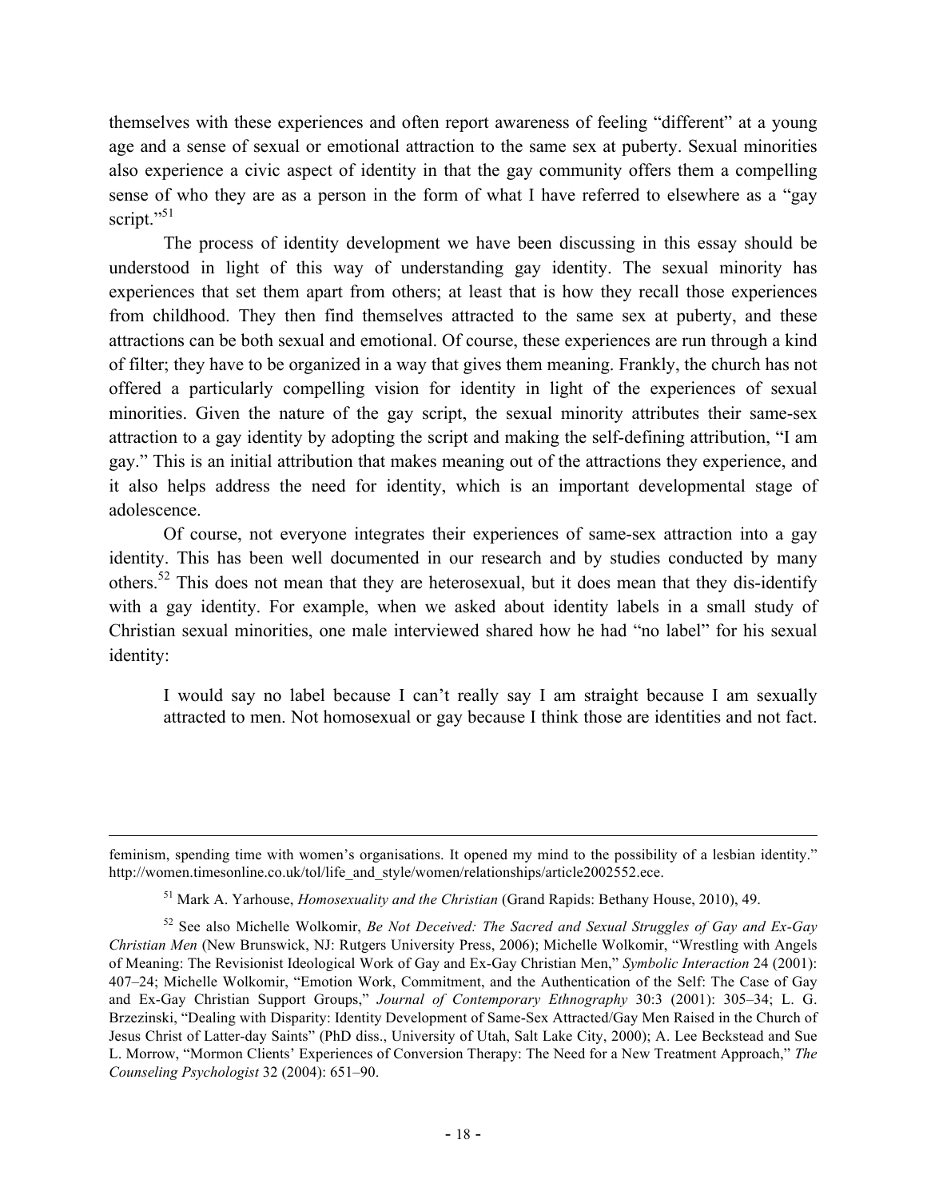themselves with these experiences and often report awareness of feeling "different" at a young age and a sense of sexual or emotional attraction to the same sex at puberty. Sexual minorities also experience a civic aspect of identity in that the gay community offers them a compelling sense of who they are as a person in the form of what I have referred to elsewhere as a "gay script."[51]

The process of identity development we have been discussing in this essay should be understood in light of this way of understanding gay identity. The sexual minority has experiences that set them apart from others; at least that is how they recall those experiences from childhood. They then find themselves attracted to the same sex at puberty, and these attractions can be both sexual and emotional. Of course, these experiences are run through a kind of filter; they have to be organized in a way that gives them meaning. Frankly, the church has not offered a particularly compelling vision for identity in light of the experiences of sexual minorities. Given the nature of the gay script, the sexual minority attributes their same-sex attraction to a gay identity by adopting the script and making the self-defining attribution, "I am gay." This is an initial attribution that makes meaning out of the attractions they experience, and it also helps address the need for identity, which is an important developmental stage of adolescence.

Of course, not everyone integrates their experiences of same-sex attraction into a gay identity. This has been well documented in our research and by studies conducted by many others.[52] This does not mean that they are heterosexual, but it does mean that they dis-identify with a gay identity. For example, when we asked about identity labels in a small study of Christian sexual minorities, one male interviewed shared how he had "no label" for his sexual identity:

> I would say no label because I can't really say I am straight because I am sexually attracted to men. Not homosexual or gay because I think those are identities and not fact.

---

feminism, spending time with women's organisations. It opened my mind to the possibility of a lesbian identity." http://women.timesonline.co.uk/tol/life_and_style/women/relationships/article2002552.ece.

[51] Mark A. Yarhouse, *Homosexuality and the Christian* (Grand Rapids: Bethany House, 2010), 49.

[52] See also Michelle Wolkomir, *Be Not Deceived: The Sacred and Sexual Struggles of Gay and Ex-Gay Christian Men* (New Brunswick, NJ: Rutgers University Press, 2006); Michelle Wolkomir, "Wrestling with Angels of Meaning: The Revisionist Ideological Work of Gay and Ex-Gay Christian Men," *Symbolic Interaction* 24 (2001): 407–24; Michelle Wolkomir, "Emotion Work, Commitment, and the Authentication of the Self: The Case of Gay and Ex-Gay Christian Support Groups," *Journal of Contemporary Ethnography* 30:3 (2001): 305–34; L. G. Brzezinski, "Dealing with Disparity: Identity Development of Same-Sex Attracted/Gay Men Raised in the Church of Jesus Christ of Latter-day Saints" (PhD diss., University of Utah, Salt Lake City, 2000); A. Lee Beckstead and Sue L. Morrow, "Mormon Clients' Experiences of Conversion Therapy: The Need for a New Treatment Approach," *The Counseling Psychologist* 32 (2004): 651–90.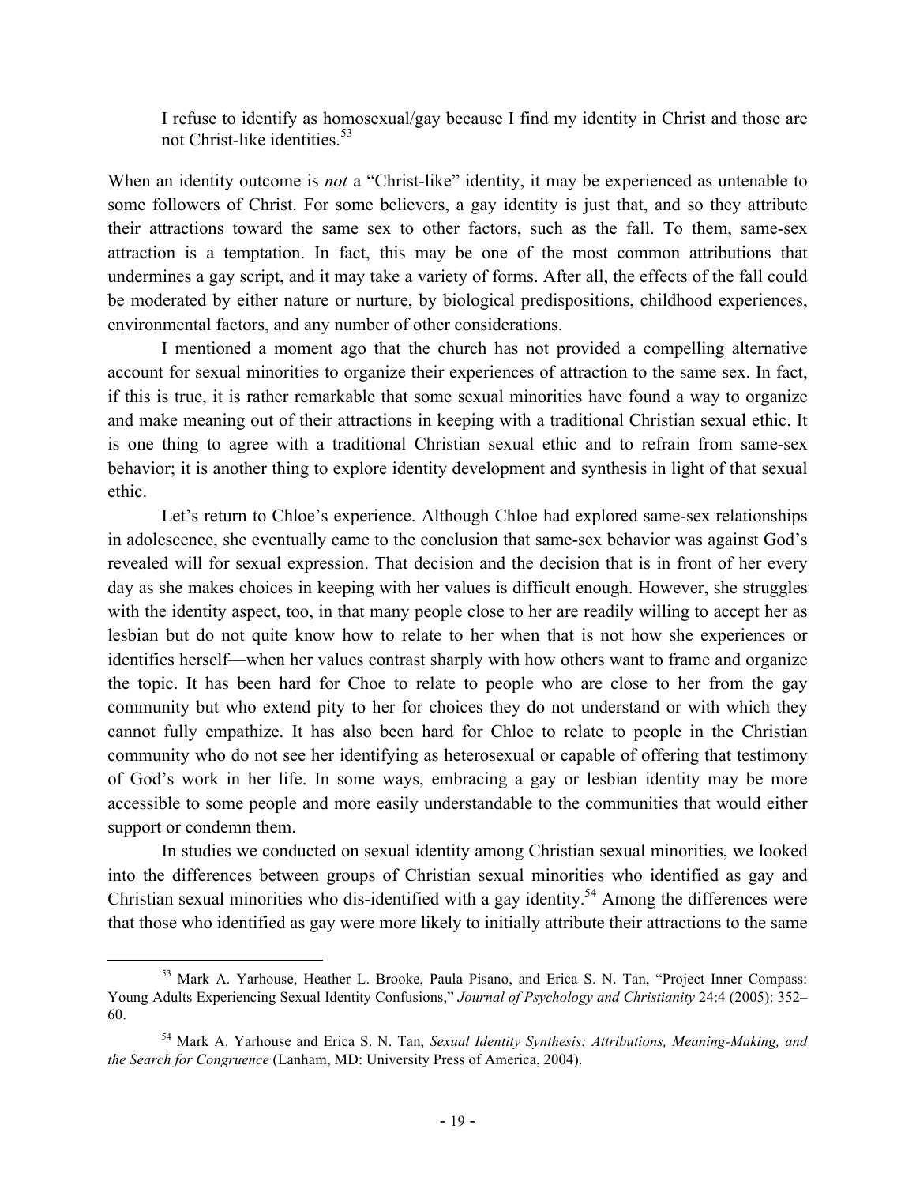> I refuse to identify as homosexual/gay because I find my identity in Christ and those are not Christ-like identities.[53]

When an identity outcome is *not* a "Christ-like" identity, it may be experienced as untenable to some followers of Christ. For some believers, a gay identity is just that, and so they attribute their attractions toward the same sex to other factors, such as the fall. To them, same-sex attraction is a temptation. In fact, this may be one of the most common attributions that undermines a gay script, and it may take a variety of forms. After all, the effects of the fall could be moderated by either nature or nurture, by biological predispositions, childhood experiences, environmental factors, and any number of other considerations.

I mentioned a moment ago that the church has not provided a compelling alternative account for sexual minorities to organize their experiences of attraction to the same sex. In fact, if this is true, it is rather remarkable that some sexual minorities have found a way to organize and make meaning out of their attractions in keeping with a traditional Christian sexual ethic. It is one thing to agree with a traditional Christian sexual ethic and to refrain from same-sex behavior; it is another thing to explore identity development and synthesis in light of that sexual ethic.

Let's return to Chloe's experience. Although Chloe had explored same-sex relationships in adolescence, she eventually came to the conclusion that same-sex behavior was against God's revealed will for sexual expression. That decision and the decision that is in front of her every day as she makes choices in keeping with her values is difficult enough. However, she struggles with the identity aspect, too, in that many people close to her are readily willing to accept her as lesbian but do not quite know how to relate to her when that is not how she experiences or identifies herself—when her values contrast sharply with how others want to frame and organize the topic. It has been hard for Choe to relate to people who are close to her from the gay community but who extend pity to her for choices they do not understand or with which they cannot fully empathize. It has also been hard for Chloe to relate to people in the Christian community who do not see her identifying as heterosexual or capable of offering that testimony of God's work in her life. In some ways, embracing a gay or lesbian identity may be more accessible to some people and more easily understandable to the communities that would either support or condemn them.

In studies we conducted on sexual identity among Christian sexual minorities, we looked into the differences between groups of Christian sexual minorities who identified as gay and Christian sexual minorities who dis-identified with a gay identity.[54] Among the differences were that those who identified as gay were more likely to initially attribute their attractions to the same

---

[53] Mark A. Yarhouse, Heather L. Brooke, Paula Pisano, and Erica S. N. Tan, "Project Inner Compass: Young Adults Experiencing Sexual Identity Confusions," *Journal of Psychology and Christianity* 24:4 (2005): 352–60.

[54] Mark A. Yarhouse and Erica S. N. Tan, *Sexual Identity Synthesis: Attributions, Meaning-Making, and the Search for Congruence* (Lanham, MD: University Press of America, 2004).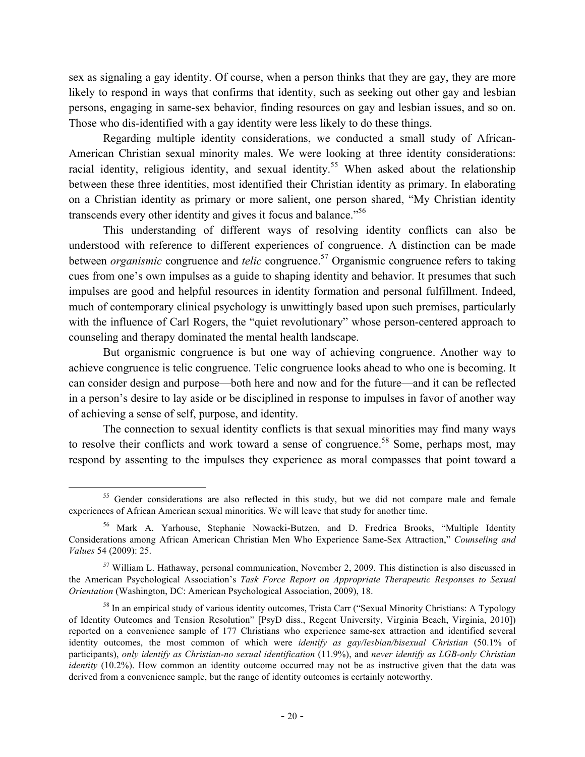sex as signaling a gay identity. Of course, when a person thinks that they are gay, they are more likely to respond in ways that confirms that identity, such as seeking out other gay and lesbian persons, engaging in same-sex behavior, finding resources on gay and lesbian issues, and so on. Those who dis-identified with a gay identity were less likely to do these things.

Regarding multiple identity considerations, we conducted a small study of African-American Christian sexual minority males. We were looking at three identity considerations: racial identity, religious identity, and sexual identity.[55] When asked about the relationship between these three identities, most identified their Christian identity as primary. In elaborating on a Christian identity as primary or more salient, one person shared, "My Christian identity transcends every other identity and gives it focus and balance."[56]

This understanding of different ways of resolving identity conflicts can also be understood with reference to different experiences of congruence. A distinction can be made between *organismic* congruence and *telic* congruence.[57] Organismic congruence refers to taking cues from one's own impulses as a guide to shaping identity and behavior. It presumes that such impulses are good and helpful resources in identity formation and personal fulfillment. Indeed, much of contemporary clinical psychology is unwittingly based upon such premises, particularly with the influence of Carl Rogers, the "quiet revolutionary" whose person-centered approach to counseling and therapy dominated the mental health landscape.

But organismic congruence is but one way of achieving congruence. Another way to achieve congruence is telic congruence. Telic congruence looks ahead to who one is becoming. It can consider design and purpose—both here and now and for the future—and it can be reflected in a person's desire to lay aside or be disciplined in response to impulses in favor of another way of achieving a sense of self, purpose, and identity.

The connection to sexual identity conflicts is that sexual minorities may find many ways to resolve their conflicts and work toward a sense of congruence.[58] Some, perhaps most, may respond by assenting to the impulses they experience as moral compasses that point toward a

---

[55] Gender considerations are also reflected in this study, but we did not compare male and female experiences of African American sexual minorities. We will leave that study for another time.

[56] Mark A. Yarhouse, Stephanie Nowacki-Butzen, and D. Fredrica Brooks, "Multiple Identity Considerations among African American Christian Men Who Experience Same-Sex Attraction," *Counseling and Values* 54 (2009): 25.

[57] William L. Hathaway, personal communication, November 2, 2009. This distinction is also discussed in the American Psychological Association's *Task Force Report on Appropriate Therapeutic Responses to Sexual Orientation* (Washington, DC: American Psychological Association, 2009), 18.

[58] In an empirical study of various identity outcomes, Trista Carr ("Sexual Minority Christians: A Typology of Identity Outcomes and Tension Resolution" [PsyD diss., Regent University, Virginia Beach, Virginia, 2010]) reported on a convenience sample of 177 Christians who experience same-sex attraction and identified several identity outcomes, the most common of which were *identify as gay/lesbian/bisexual Christian* (50.1% of participants), *only identify as Christian-no sexual identification* (11.9%), and *never identify as LGB-only Christian identity* (10.2%). How common an identity outcome occurred may not be as instructive given that the data was derived from a convenience sample, but the range of identity outcomes is certainly noteworthy.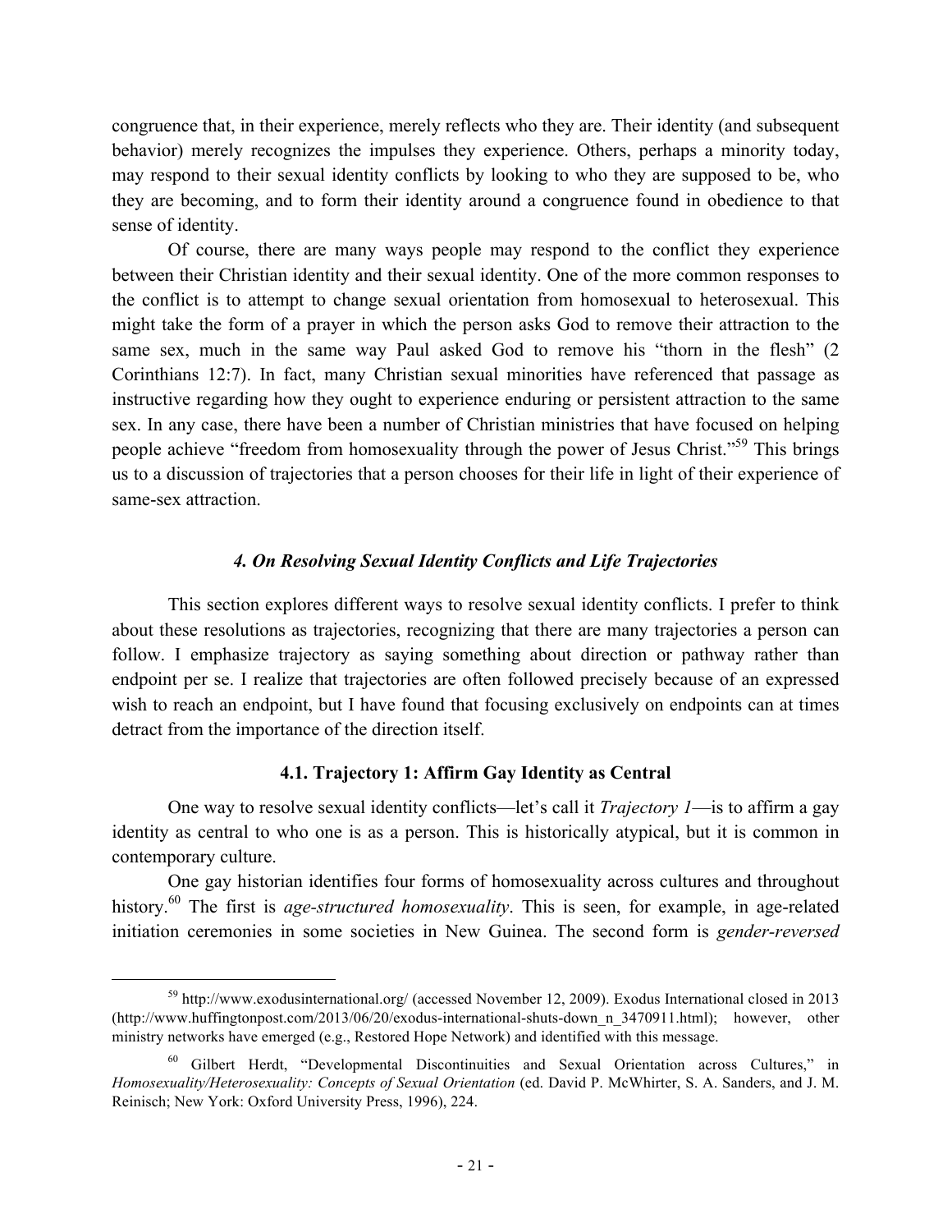congruence that, in their experience, merely reflects who they are. Their identity (and subsequent behavior) merely recognizes the impulses they experience. Others, perhaps a minority today, may respond to their sexual identity conflicts by looking to who they are supposed to be, who they are becoming, and to form their identity around a congruence found in obedience to that sense of identity.

Of course, there are many ways people may respond to the conflict they experience between their Christian identity and their sexual identity. One of the more common responses to the conflict is to attempt to change sexual orientation from homosexual to heterosexual. This might take the form of a prayer in which the person asks God to remove their attraction to the same sex, much in the same way Paul asked God to remove his "thorn in the flesh" (2 Corinthians 12:7). In fact, many Christian sexual minorities have referenced that passage as instructive regarding how they ought to experience enduring or persistent attraction to the same sex. In any case, there have been a number of Christian ministries that have focused on helping people achieve "freedom from homosexuality through the power of Jesus Christ."[59] This brings us to a discussion of trajectories that a person chooses for their life in light of their experience of same-sex attraction.

### *4. On Resolving Sexual Identity Conflicts and Life Trajectories*

This section explores different ways to resolve sexual identity conflicts. I prefer to think about these resolutions as trajectories, recognizing that there are many trajectories a person can follow. I emphasize trajectory as saying something about direction or pathway rather than endpoint per se. I realize that trajectories are often followed precisely because of an expressed wish to reach an endpoint, but I have found that focusing exclusively on endpoints can at times detract from the importance of the direction itself.

#### **4.1. Trajectory 1: Affirm Gay Identity as Central**

One way to resolve sexual identity conflicts—let's call it *Trajectory 1*—is to affirm a gay identity as central to who one is as a person. This is historically atypical, but it is common in contemporary culture.

One gay historian identifies four forms of homosexuality across cultures and throughout history.[60] The first is *age-structured homosexuality*. This is seen, for example, in age-related initiation ceremonies in some societies in New Guinea. The second form is *gender-reversed*

---

[59] http://www.exodusinternational.org/ (accessed November 12, 2009). Exodus International closed in 2013 (http://www.huffingtonpost.com/2013/06/20/exodus-international-shuts-down_n_3470911.html); however, other ministry networks have emerged (e.g., Restored Hope Network) and identified with this message.

[60] Gilbert Herdt, "Developmental Discontinuities and Sexual Orientation across Cultures," in *Homosexuality/Heterosexuality: Concepts of Sexual Orientation* (ed. David P. McWhirter, S. A. Sanders, and J. M. Reinisch; New York: Oxford University Press, 1996), 224.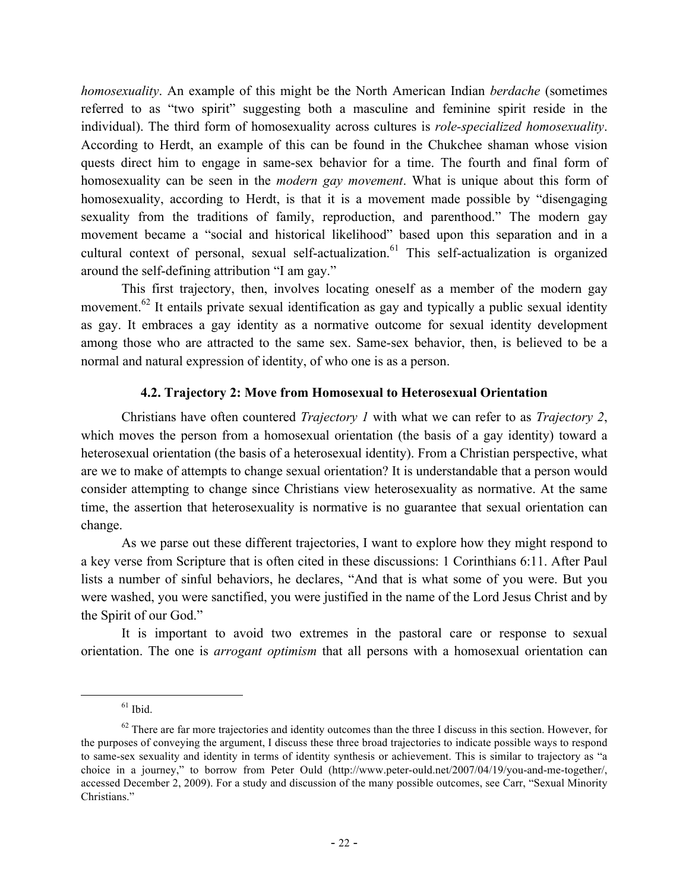*homosexuality*. An example of this might be the North American Indian *berdache* (sometimes referred to as "two spirit" suggesting both a masculine and feminine spirit reside in the individual). The third form of homosexuality across cultures is *role-specialized homosexuality*. According to Herdt, an example of this can be found in the Chukchee shaman whose vision quests direct him to engage in same-sex behavior for a time. The fourth and final form of homosexuality can be seen in the *modern gay movement*. What is unique about this form of homosexuality, according to Herdt, is that it is a movement made possible by "disengaging sexuality from the traditions of family, reproduction, and parenthood." The modern gay movement became a "social and historical likelihood" based upon this separation and in a cultural context of personal, sexual self-actualization.[61] This self-actualization is organized around the self-defining attribution "I am gay."

This first trajectory, then, involves locating oneself as a member of the modern gay movement.[62] It entails private sexual identification as gay and typically a public sexual identity as gay. It embraces a gay identity as a normative outcome for sexual identity development among those who are attracted to the same sex. Same-sex behavior, then, is believed to be a normal and natural expression of identity, of who one is as a person.

### 4.2. Trajectory 2: Move from Homosexual to Heterosexual Orientation

Christians have often countered *Trajectory 1* with what we can refer to as *Trajectory 2*, which moves the person from a homosexual orientation (the basis of a gay identity) toward a heterosexual orientation (the basis of a heterosexual identity). From a Christian perspective, what are we to make of attempts to change sexual orientation? It is understandable that a person would consider attempting to change since Christians view heterosexuality as normative. At the same time, the assertion that heterosexuality is normative is no guarantee that sexual orientation can change.

As we parse out these different trajectories, I want to explore how they might respond to a key verse from Scripture that is often cited in these discussions: 1 Corinthians 6:11. After Paul lists a number of sinful behaviors, he declares, "And that is what some of you were. But you were washed, you were sanctified, you were justified in the name of the Lord Jesus Christ and by the Spirit of our God."

It is important to avoid two extremes in the pastoral care or response to sexual orientation. The one is *arrogant optimism* that all persons with a homosexual orientation can

---

[61] Ibid.

[62] There are far more trajectories and identity outcomes than the three I discuss in this section. However, for the purposes of conveying the argument, I discuss these three broad trajectories to indicate possible ways to respond to same-sex sexuality and identity in terms of identity synthesis or achievement. This is similar to trajectory as "a choice in a journey," to borrow from Peter Ould (http://www.peter-ould.net/2007/04/19/you-and-me-together/, accessed December 2, 2009). For a study and discussion of the many possible outcomes, see Carr, "Sexual Minority Christians."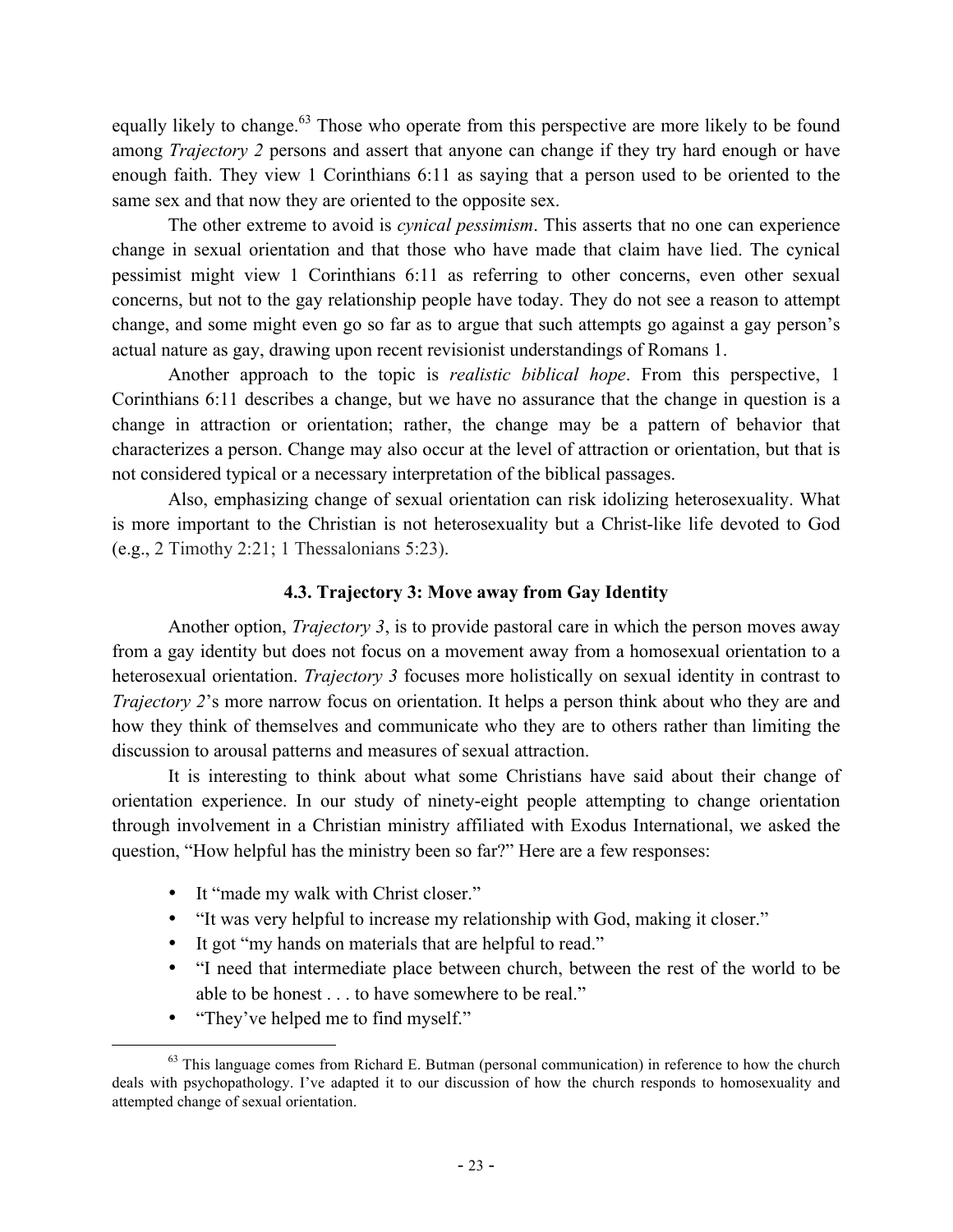equally likely to change.[63] Those who operate from this perspective are more likely to be found among *Trajectory 2* persons and assert that anyone can change if they try hard enough or have enough faith. They view 1 Corinthians 6:11 as saying that a person used to be oriented to the same sex and that now they are oriented to the opposite sex.

The other extreme to avoid is *cynical pessimism*. This asserts that no one can experience change in sexual orientation and that those who have made that claim have lied. The cynical pessimist might view 1 Corinthians 6:11 as referring to other concerns, even other sexual concerns, but not to the gay relationship people have today. They do not see a reason to attempt change, and some might even go so far as to argue that such attempts go against a gay person's actual nature as gay, drawing upon recent revisionist understandings of Romans 1.

Another approach to the topic is *realistic biblical hope*. From this perspective, 1 Corinthians 6:11 describes a change, but we have no assurance that the change in question is a change in attraction or orientation; rather, the change may be a pattern of behavior that characterizes a person. Change may also occur at the level of attraction or orientation, but that is not considered typical or a necessary interpretation of the biblical passages.

Also, emphasizing change of sexual orientation can risk idolizing heterosexuality. What is more important to the Christian is not heterosexuality but a Christ-like life devoted to God (e.g., 2 Timothy 2:21; 1 Thessalonians 5:23).

### 4.3. Trajectory 3: Move away from Gay Identity

Another option, *Trajectory 3*, is to provide pastoral care in which the person moves away from a gay identity but does not focus on a movement away from a homosexual orientation to a heterosexual orientation. *Trajectory 3* focuses more holistically on sexual identity in contrast to *Trajectory 2*'s more narrow focus on orientation. It helps a person think about who they are and how they think of themselves and communicate who they are to others rather than limiting the discussion to arousal patterns and measures of sexual attraction.

It is interesting to think about what some Christians have said about their change of orientation experience. In our study of ninety-eight people attempting to change orientation through involvement in a Christian ministry affiliated with Exodus International, we asked the question, "How helpful has the ministry been so far?" Here are a few responses:

- It "made my walk with Christ closer."
- "It was very helpful to increase my relationship with God, making it closer."
- It got "my hands on materials that are helpful to read."
- "I need that intermediate place between church, between the rest of the world to be able to be honest . . . to have somewhere to be real."
- "They've helped me to find myself."

---

[63] This language comes from Richard E. Butman (personal communication) in reference to how the church deals with psychopathology. I've adapted it to our discussion of how the church responds to homosexuality and attempted change of sexual orientation.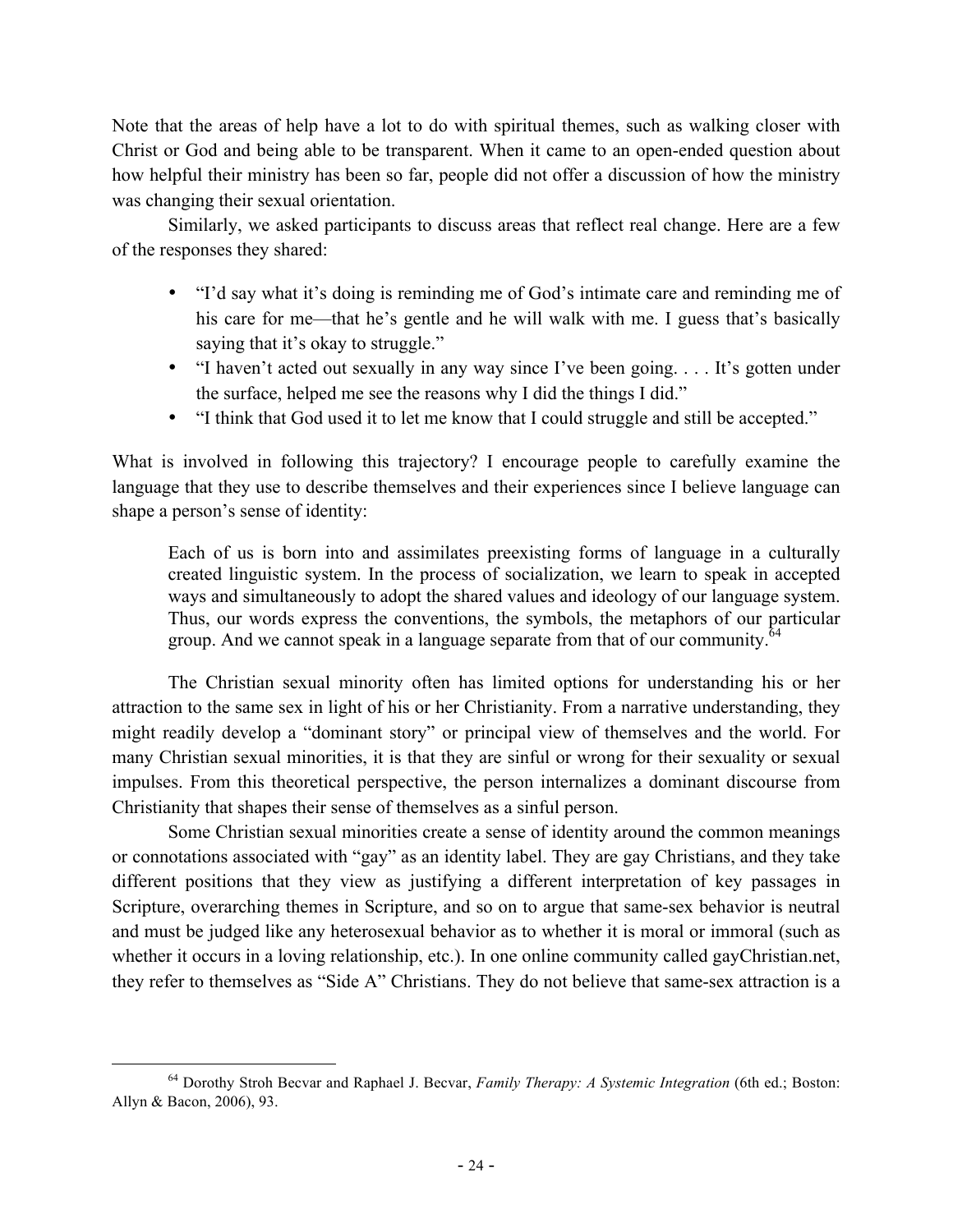Note that the areas of help have a lot to do with spiritual themes, such as walking closer with Christ or God and being able to be transparent. When it came to an open-ended question about how helpful their ministry has been so far, people did not offer a discussion of how the ministry was changing their sexual orientation.

Similarly, we asked participants to discuss areas that reflect real change. Here are a few of the responses they shared:

- "I'd say what it's doing is reminding me of God's intimate care and reminding me of his care for me—that he's gentle and he will walk with me. I guess that's basically saying that it's okay to struggle."
- "I haven't acted out sexually in any way since I've been going. . . . It's gotten under the surface, helped me see the reasons why I did the things I did."
- "I think that God used it to let me know that I could struggle and still be accepted."

What is involved in following this trajectory? I encourage people to carefully examine the language that they use to describe themselves and their experiences since I believe language can shape a person's sense of identity:

> Each of us is born into and assimilates preexisting forms of language in a culturally created linguistic system. In the process of socialization, we learn to speak in accepted ways and simultaneously to adopt the shared values and ideology of our language system. Thus, our words express the conventions, the symbols, the metaphors of our particular group. And we cannot speak in a language separate from that of our community.[64]

The Christian sexual minority often has limited options for understanding his or her attraction to the same sex in light of his or her Christianity. From a narrative understanding, they might readily develop a "dominant story" or principal view of themselves and the world. For many Christian sexual minorities, it is that they are sinful or wrong for their sexuality or sexual impulses. From this theoretical perspective, the person internalizes a dominant discourse from Christianity that shapes their sense of themselves as a sinful person.

Some Christian sexual minorities create a sense of identity around the common meanings or connotations associated with "gay" as an identity label. They are gay Christians, and they take different positions that they view as justifying a different interpretation of key passages in Scripture, overarching themes in Scripture, and so on to argue that same-sex behavior is neutral and must be judged like any heterosexual behavior as to whether it is moral or immoral (such as whether it occurs in a loving relationship, etc.). In one online community called gayChristian.net, they refer to themselves as "Side A" Christians. They do not believe that same-sex attraction is a

---

[64] Dorothy Stroh Becvar and Raphael J. Becvar, *Family Therapy: A Systemic Integration* (6th ed.; Boston: Allyn & Bacon, 2006), 93.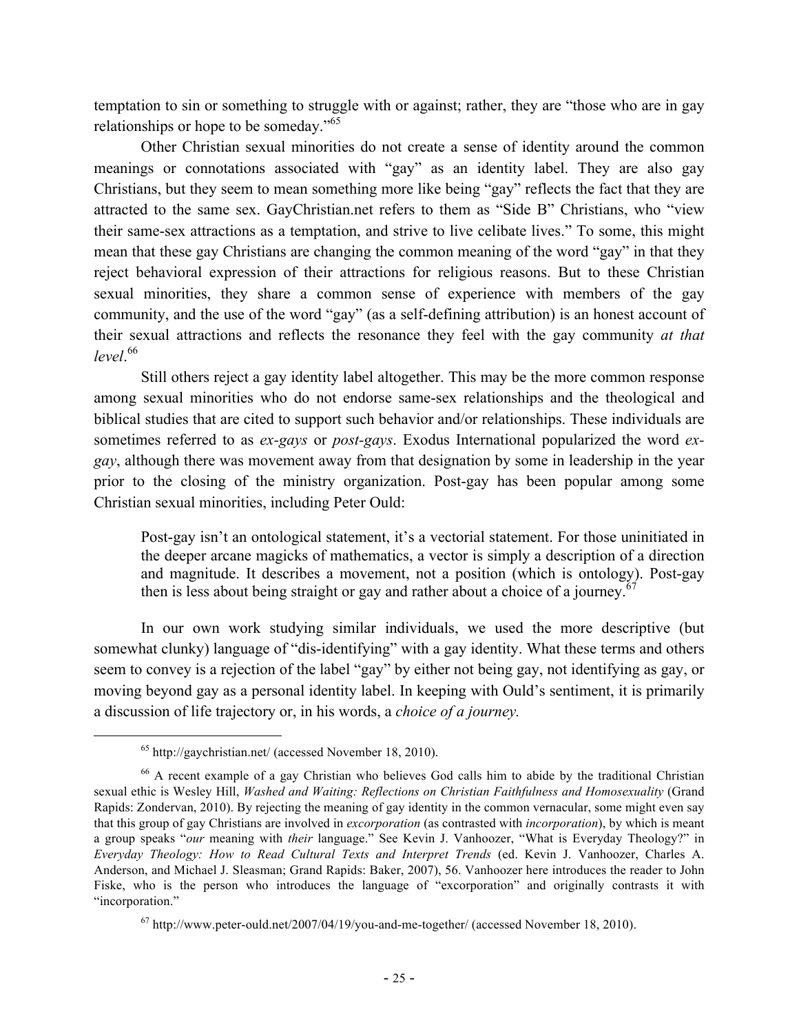temptation to sin or something to struggle with or against; rather, they are "those who are in gay relationships or hope to be someday."[65]

Other Christian sexual minorities do not create a sense of identity around the common meanings or connotations associated with "gay" as an identity label. They are also gay Christians, but they seem to mean something more like being "gay" reflects the fact that they are attracted to the same sex. GayChristian.net refers to them as "Side B" Christians, who "view their same-sex attractions as a temptation, and strive to live celibate lives." To some, this might mean that these gay Christians are changing the common meaning of the word "gay" in that they reject behavioral expression of their attractions for religious reasons. But to these Christian sexual minorities, they share a common sense of experience with members of the gay community, and the use of the word "gay" (as a self-defining attribution) is an honest account of their sexual attractions and reflects the resonance they feel with the gay community *at that level*.[66]

Still others reject a gay identity label altogether. This may be the more common response among sexual minorities who do not endorse same-sex relationships and the theological and biblical studies that are cited to support such behavior and/or relationships. These individuals are sometimes referred to as *ex-gays* or *post-gays*. Exodus International popularized the word *ex-gay*, although there was movement away from that designation by some in leadership in the year prior to the closing of the ministry organization. Post-gay has been popular among some Christian sexual minorities, including Peter Ould:

> Post-gay isn't an ontological statement, it's a vectorial statement. For those uninitiated in the deeper arcane magicks of mathematics, a vector is simply a description of a direction and magnitude. It describes a movement, not a position (which is ontology). Post-gay then is less about being straight or gay and rather about a choice of a journey.[67]

In our own work studying similar individuals, we used the more descriptive (but somewhat clunky) language of "dis-identifying" with a gay identity. What these terms and others seem to convey is a rejection of the label "gay" by either not being gay, not identifying as gay, or moving beyond gay as a personal identity label. In keeping with Ould's sentiment, it is primarily a discussion of life trajectory or, in his words, a *choice of a journey.*

---

[65] http://gaychristian.net/ (accessed November 18, 2010).

[66] A recent example of a gay Christian who believes God calls him to abide by the traditional Christian sexual ethic is Wesley Hill, *Washed and Waiting: Reflections on Christian Faithfulness and Homosexuality* (Grand Rapids: Zondervan, 2010). By rejecting the meaning of gay identity in the common vernacular, some might even say that this group of gay Christians are involved in *excorporation* (as contrasted with *incorporation*), by which is meant a group speaks "*our* meaning with *their* language." See Kevin J. Vanhoozer, "What is Everyday Theology?" in *Everyday Theology: How to Read Cultural Texts and Interpret Trends* (ed. Kevin J. Vanhoozer, Charles A. Anderson, and Michael J. Sleasman; Grand Rapids: Baker, 2007), 56. Vanhoozer here introduces the reader to John Fiske, who is the person who introduces the language of "excorporation" and originally contrasts it with "incorporation."

[67] http://www.peter-ould.net/2007/04/19/you-and-me-together/ (accessed November 18, 2010).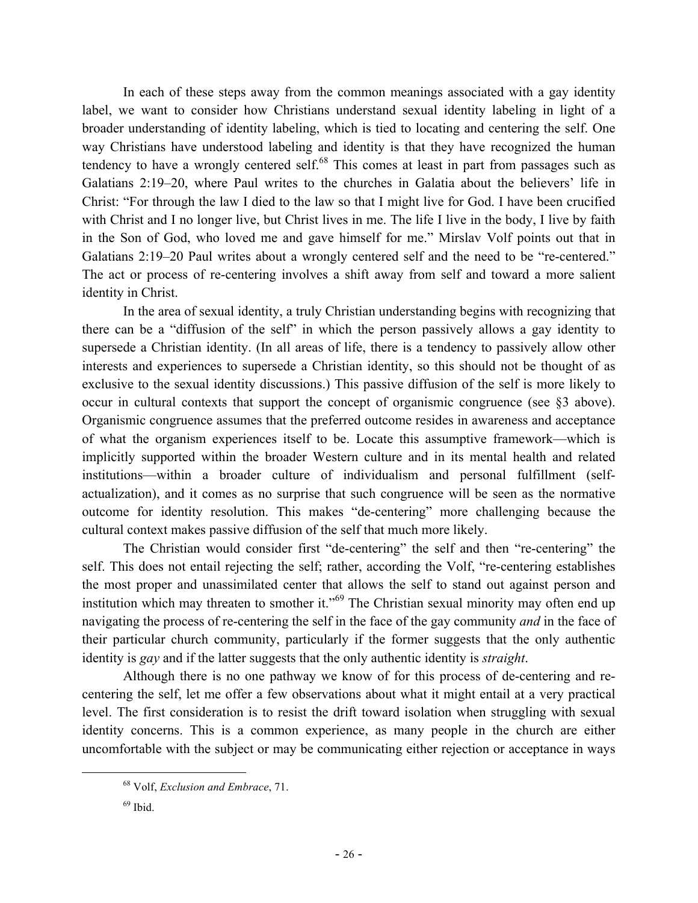In each of these steps away from the common meanings associated with a gay identity label, we want to consider how Christians understand sexual identity labeling in light of a broader understanding of identity labeling, which is tied to locating and centering the self. One way Christians have understood labeling and identity is that they have recognized the human tendency to have a wrongly centered self.[68] This comes at least in part from passages such as Galatians 2:19–20, where Paul writes to the churches in Galatia about the believers' life in Christ: "For through the law I died to the law so that I might live for God. I have been crucified with Christ and I no longer live, but Christ lives in me. The life I live in the body, I live by faith in the Son of God, who loved me and gave himself for me." Mirslav Volf points out that in Galatians 2:19–20 Paul writes about a wrongly centered self and the need to be "re-centered." The act or process of re-centering involves a shift away from self and toward a more salient identity in Christ.

In the area of sexual identity, a truly Christian understanding begins with recognizing that there can be a "diffusion of the self" in which the person passively allows a gay identity to supersede a Christian identity. (In all areas of life, there is a tendency to passively allow other interests and experiences to supersede a Christian identity, so this should not be thought of as exclusive to the sexual identity discussions.) This passive diffusion of the self is more likely to occur in cultural contexts that support the concept of organismic congruence (see §3 above). Organismic congruence assumes that the preferred outcome resides in awareness and acceptance of what the organism experiences itself to be. Locate this assumptive framework—which is implicitly supported within the broader Western culture and in its mental health and related institutions—within a broader culture of individualism and personal fulfillment (self-actualization), and it comes as no surprise that such congruence will be seen as the normative outcome for identity resolution. This makes "de-centering" more challenging because the cultural context makes passive diffusion of the self that much more likely.

The Christian would consider first "de-centering" the self and then "re-centering" the self. This does not entail rejecting the self; rather, according the Volf, "re-centering establishes the most proper and unassimilated center that allows the self to stand out against person and institution which may threaten to smother it."[69] The Christian sexual minority may often end up navigating the process of re-centering the self in the face of the gay community *and* in the face of their particular church community, particularly if the former suggests that the only authentic identity is *gay* and if the latter suggests that the only authentic identity is *straight*.

Although there is no one pathway we know of for this process of de-centering and re-centering the self, let me offer a few observations about what it might entail at a very practical level. The first consideration is to resist the drift toward isolation when struggling with sexual identity concerns. This is a common experience, as many people in the church are either uncomfortable with the subject or may be communicating either rejection or acceptance in ways

[68] Volf, *Exclusion and Embrace*, 71.

[69] Ibid.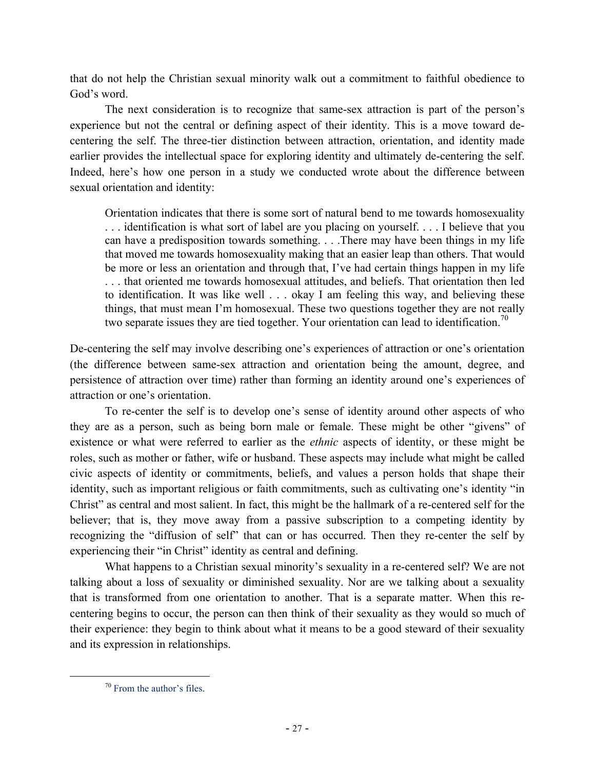that do not help the Christian sexual minority walk out a commitment to faithful obedience to God's word.

The next consideration is to recognize that same-sex attraction is part of the person's experience but not the central or defining aspect of their identity. This is a move toward de-centering the self. The three-tier distinction between attraction, orientation, and identity made earlier provides the intellectual space for exploring identity and ultimately de-centering the self. Indeed, here's how one person in a study we conducted wrote about the difference between sexual orientation and identity:

> Orientation indicates that there is some sort of natural bend to me towards homosexuality . . . identification is what sort of label are you placing on yourself. . . . I believe that you can have a predisposition towards something. . . .There may have been things in my life that moved me towards homosexuality making that an easier leap than others. That would be more or less an orientation and through that, I've had certain things happen in my life . . . that oriented me towards homosexual attitudes, and beliefs. That orientation then led to identification. It was like well . . . okay I am feeling this way, and believing these things, that must mean I'm homosexual. These two questions together they are not really two separate issues they are tied together. Your orientation can lead to identification.[70]

De-centering the self may involve describing one's experiences of attraction or one's orientation (the difference between same-sex attraction and orientation being the amount, degree, and persistence of attraction over time) rather than forming an identity around one's experiences of attraction or one's orientation.

To re-center the self is to develop one's sense of identity around other aspects of who they are as a person, such as being born male or female. These might be other "givens" of existence or what were referred to earlier as the *ethnic* aspects of identity, or these might be roles, such as mother or father, wife or husband. These aspects may include what might be called civic aspects of identity or commitments, beliefs, and values a person holds that shape their identity, such as important religious or faith commitments, such as cultivating one's identity "in Christ" as central and most salient. In fact, this might be the hallmark of a re-centered self for the believer; that is, they move away from a passive subscription to a competing identity by recognizing the "diffusion of self" that can or has occurred. Then they re-center the self by experiencing their "in Christ" identity as central and defining.

What happens to a Christian sexual minority's sexuality in a re-centered self? We are not talking about a loss of sexuality or diminished sexuality. Nor are we talking about a sexuality that is transformed from one orientation to another. That is a separate matter. When this re-centering begins to occur, the person can then think of their sexuality as they would so much of their experience: they begin to think about what it means to be a good steward of their sexuality and its expression in relationships.

[70] From the author's files.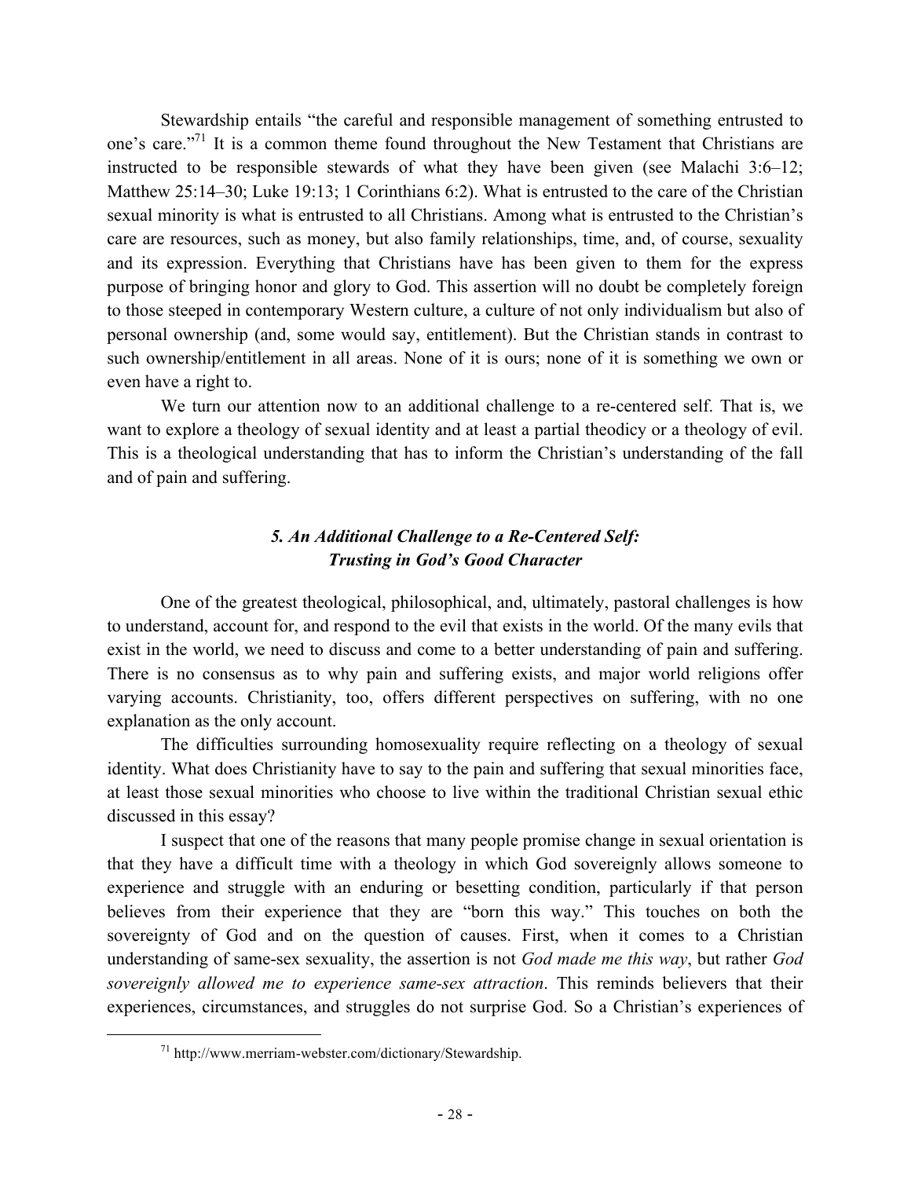Stewardship entails "the careful and responsible management of something entrusted to one's care."[71] It is a common theme found throughout the New Testament that Christians are instructed to be responsible stewards of what they have been given (see Malachi 3:6–12; Matthew 25:14–30; Luke 19:13; 1 Corinthians 6:2). What is entrusted to the care of the Christian sexual minority is what is entrusted to all Christians. Among what is entrusted to the Christian's care are resources, such as money, but also family relationships, time, and, of course, sexuality and its expression. Everything that Christians have has been given to them for the express purpose of bringing honor and glory to God. This assertion will no doubt be completely foreign to those steeped in contemporary Western culture, a culture of not only individualism but also of personal ownership (and, some would say, entitlement). But the Christian stands in contrast to such ownership/entitlement in all areas. None of it is ours; none of it is something we own or even have a right to.

We turn our attention now to an additional challenge to a re-centered self. That is, we want to explore a theology of sexual identity and at least a partial theodicy or a theology of evil. This is a theological understanding that has to inform the Christian's understanding of the fall and of pain and suffering.

### *5. An Additional Challenge to a Re-Centered Self: Trusting in God's Good Character*

One of the greatest theological, philosophical, and, ultimately, pastoral challenges is how to understand, account for, and respond to the evil that exists in the world. Of the many evils that exist in the world, we need to discuss and come to a better understanding of pain and suffering. There is no consensus as to why pain and suffering exists, and major world religions offer varying accounts. Christianity, too, offers different perspectives on suffering, with no one explanation as the only account.

The difficulties surrounding homosexuality require reflecting on a theology of sexual identity. What does Christianity have to say to the pain and suffering that sexual minorities face, at least those sexual minorities who choose to live within the traditional Christian sexual ethic discussed in this essay?

I suspect that one of the reasons that many people promise change in sexual orientation is that they have a difficult time with a theology in which God sovereignly allows someone to experience and struggle with an enduring or besetting condition, particularly if that person believes from their experience that they are "born this way." This touches on both the sovereignty of God and on the question of causes. First, when it comes to a Christian understanding of same-sex sexuality, the assertion is not *God made me this way*, but rather *God sovereignly allowed me to experience same-sex attraction*. This reminds believers that their experiences, circumstances, and struggles do not surprise God. So a Christian's experiences of

---

[71] http://www.merriam-webster.com/dictionary/Stewardship.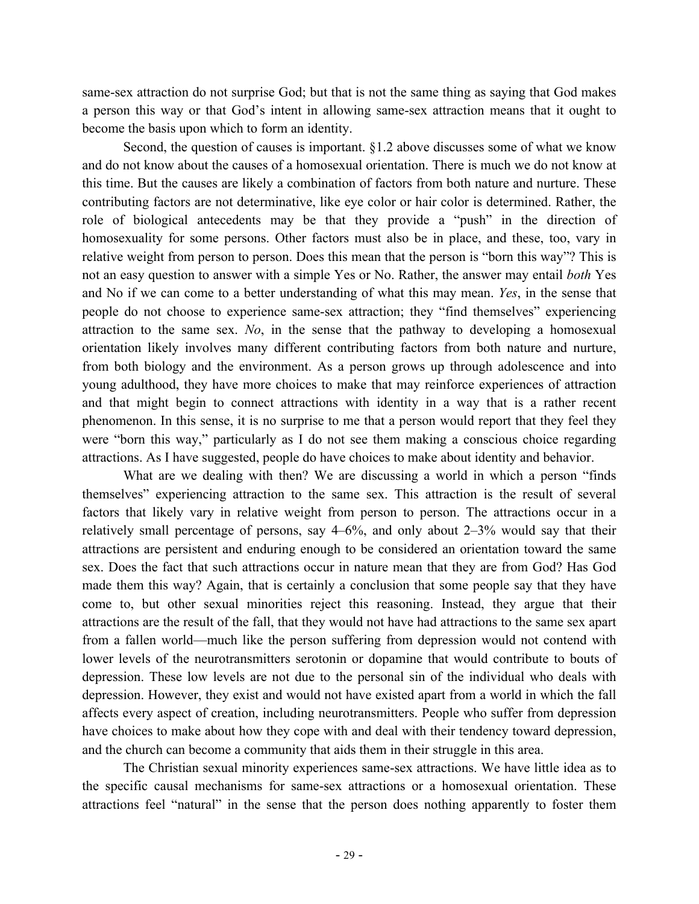same-sex attraction do not surprise God; but that is not the same thing as saying that God makes a person this way or that God's intent in allowing same-sex attraction means that it ought to become the basis upon which to form an identity.

Second, the question of causes is important. §1.2 above discusses some of what we know and do not know about the causes of a homosexual orientation. There is much we do not know at this time. But the causes are likely a combination of factors from both nature and nurture. These contributing factors are not determinative, like eye color or hair color is determined. Rather, the role of biological antecedents may be that they provide a "push" in the direction of homosexuality for some persons. Other factors must also be in place, and these, too, vary in relative weight from person to person. Does this mean that the person is "born this way"? This is not an easy question to answer with a simple Yes or No. Rather, the answer may entail *both* Yes and No if we can come to a better understanding of what this may mean. *Yes*, in the sense that people do not choose to experience same-sex attraction; they "find themselves" experiencing attraction to the same sex. *No*, in the sense that the pathway to developing a homosexual orientation likely involves many different contributing factors from both nature and nurture, from both biology and the environment. As a person grows up through adolescence and into young adulthood, they have more choices to make that may reinforce experiences of attraction and that might begin to connect attractions with identity in a way that is a rather recent phenomenon. In this sense, it is no surprise to me that a person would report that they feel they were "born this way," particularly as I do not see them making a conscious choice regarding attractions. As I have suggested, people do have choices to make about identity and behavior.

What are we dealing with then? We are discussing a world in which a person "finds themselves" experiencing attraction to the same sex. This attraction is the result of several factors that likely vary in relative weight from person to person. The attractions occur in a relatively small percentage of persons, say 4–6%, and only about 2–3% would say that their attractions are persistent and enduring enough to be considered an orientation toward the same sex. Does the fact that such attractions occur in nature mean that they are from God? Has God made them this way? Again, that is certainly a conclusion that some people say that they have come to, but other sexual minorities reject this reasoning. Instead, they argue that their attractions are the result of the fall, that they would not have had attractions to the same sex apart from a fallen world—much like the person suffering from depression would not contend with lower levels of the neurotransmitters serotonin or dopamine that would contribute to bouts of depression. These low levels are not due to the personal sin of the individual who deals with depression. However, they exist and would not have existed apart from a world in which the fall affects every aspect of creation, including neurotransmitters. People who suffer from depression have choices to make about how they cope with and deal with their tendency toward depression, and the church can become a community that aids them in their struggle in this area.

The Christian sexual minority experiences same-sex attractions. We have little idea as to the specific causal mechanisms for same-sex attractions or a homosexual orientation. These attractions feel "natural" in the sense that the person does nothing apparently to foster them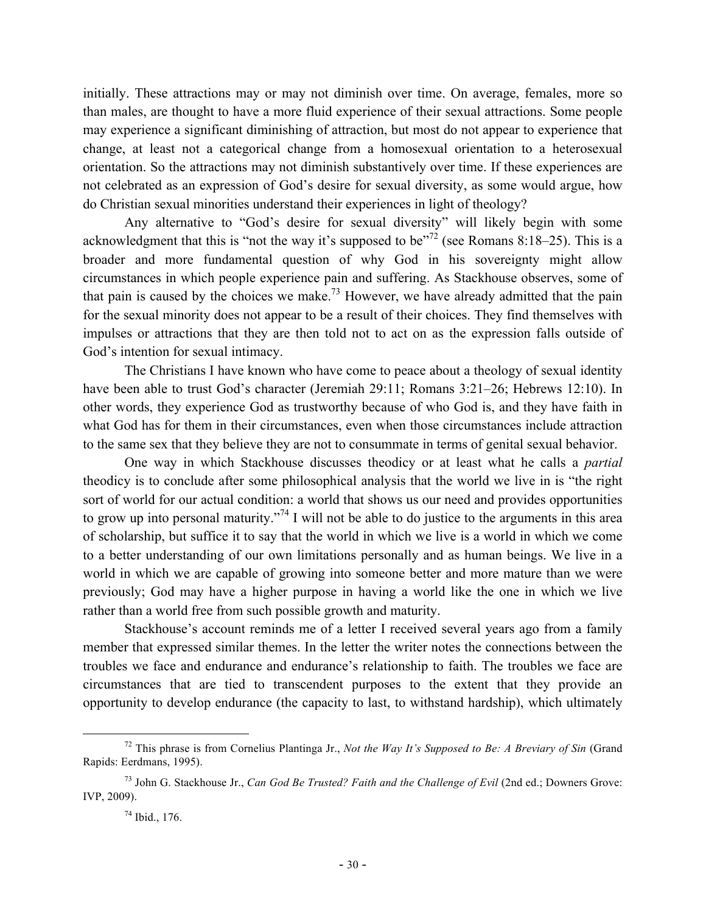initially. These attractions may or may not diminish over time. On average, females, more so than males, are thought to have a more fluid experience of their sexual attractions. Some people may experience a significant diminishing of attraction, but most do not appear to experience that change, at least not a categorical change from a homosexual orientation to a heterosexual orientation. So the attractions may not diminish substantively over time. If these experiences are not celebrated as an expression of God's desire for sexual diversity, as some would argue, how do Christian sexual minorities understand their experiences in light of theology?

Any alternative to "God's desire for sexual diversity" will likely begin with some acknowledgment that this is "not the way it's supposed to be"[72] (see Romans 8:18–25). This is a broader and more fundamental question of why God in his sovereignty might allow circumstances in which people experience pain and suffering. As Stackhouse observes, some of that pain is caused by the choices we make.[73] However, we have already admitted that the pain for the sexual minority does not appear to be a result of their choices. They find themselves with impulses or attractions that they are then told not to act on as the expression falls outside of God's intention for sexual intimacy.

The Christians I have known who have come to peace about a theology of sexual identity have been able to trust God's character (Jeremiah 29:11; Romans 3:21–26; Hebrews 12:10). In other words, they experience God as trustworthy because of who God is, and they have faith in what God has for them in their circumstances, even when those circumstances include attraction to the same sex that they believe they are not to consummate in terms of genital sexual behavior.

One way in which Stackhouse discusses theodicy or at least what he calls a *partial* theodicy is to conclude after some philosophical analysis that the world we live in is "the right sort of world for our actual condition: a world that shows us our need and provides opportunities to grow up into personal maturity."[74] I will not be able to do justice to the arguments in this area of scholarship, but suffice it to say that the world in which we live is a world in which we come to a better understanding of our own limitations personally and as human beings. We live in a world in which we are capable of growing into someone better and more mature than we were previously; God may have a higher purpose in having a world like the one in which we live rather than a world free from such possible growth and maturity.

Stackhouse's account reminds me of a letter I received several years ago from a family member that expressed similar themes. In the letter the writer notes the connections between the troubles we face and endurance and endurance's relationship to faith. The troubles we face are circumstances that are tied to transcendent purposes to the extent that they provide an opportunity to develop endurance (the capacity to last, to withstand hardship), which ultimately

---

[72] This phrase is from Cornelius Plantinga Jr., *Not the Way It's Supposed to Be: A Breviary of Sin* (Grand Rapids: Eerdmans, 1995).

[73] John G. Stackhouse Jr., *Can God Be Trusted? Faith and the Challenge of Evil* (2nd ed.; Downers Grove: IVP, 2009).

[74] Ibid., 176.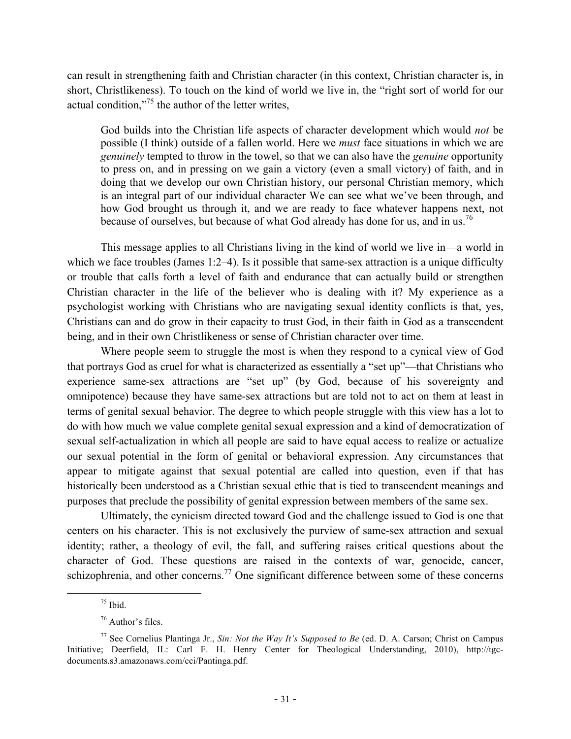can result in strengthening faith and Christian character (in this context, Christian character is, in short, Christlikeness). To touch on the kind of world we live in, the "right sort of world for our actual condition,"[75] the author of the letter writes,

> God builds into the Christian life aspects of character development which would *not* be possible (I think) outside of a fallen world. Here we *must* face situations in which we are *genuinely* tempted to throw in the towel, so that we can also have the *genuine* opportunity to press on, and in pressing on we gain a victory (even a small victory) of faith, and in doing that we develop our own Christian history, our personal Christian memory, which is an integral part of our individual character We can see what we've been through, and how God brought us through it, and we are ready to face whatever happens next, not because of ourselves, but because of what God already has done for us, and in us.[76]

This message applies to all Christians living in the kind of world we live in—a world in which we face troubles (James 1:2–4). Is it possible that same-sex attraction is a unique difficulty or trouble that calls forth a level of faith and endurance that can actually build or strengthen Christian character in the life of the believer who is dealing with it? My experience as a psychologist working with Christians who are navigating sexual identity conflicts is that, yes, Christians can and do grow in their capacity to trust God, in their faith in God as a transcendent being, and in their own Christlikeness or sense of Christian character over time.

Where people seem to struggle the most is when they respond to a cynical view of God that portrays God as cruel for what is characterized as essentially a "set up"—that Christians who experience same-sex attractions are "set up" (by God, because of his sovereignty and omnipotence) because they have same-sex attractions but are told not to act on them at least in terms of genital sexual behavior. The degree to which people struggle with this view has a lot to do with how much we value complete genital sexual expression and a kind of democratization of sexual self-actualization in which all people are said to have equal access to realize or actualize our sexual potential in the form of genital or behavioral expression. Any circumstances that appear to mitigate against that sexual potential are called into question, even if that has historically been understood as a Christian sexual ethic that is tied to transcendent meanings and purposes that preclude the possibility of genital expression between members of the same sex.

Ultimately, the cynicism directed toward God and the challenge issued to God is one that centers on his character. This is not exclusively the purview of same-sex attraction and sexual identity; rather, a theology of evil, the fall, and suffering raises critical questions about the character of God. These questions are raised in the contexts of war, genocide, cancer, schizophrenia, and other concerns.[77] One significant difference between some of these concerns

---

[75] Ibid.

[76] Author's files.

[77] See Cornelius Plantinga Jr., *Sin: Not the Way It's Supposed to Be* (ed. D. A. Carson; Christ on Campus Initiative; Deerfield, IL: Carl F. H. Henry Center for Theological Understanding, 2010), http://tgc-documents.s3.amazonaws.com/cci/Pantinga.pdf.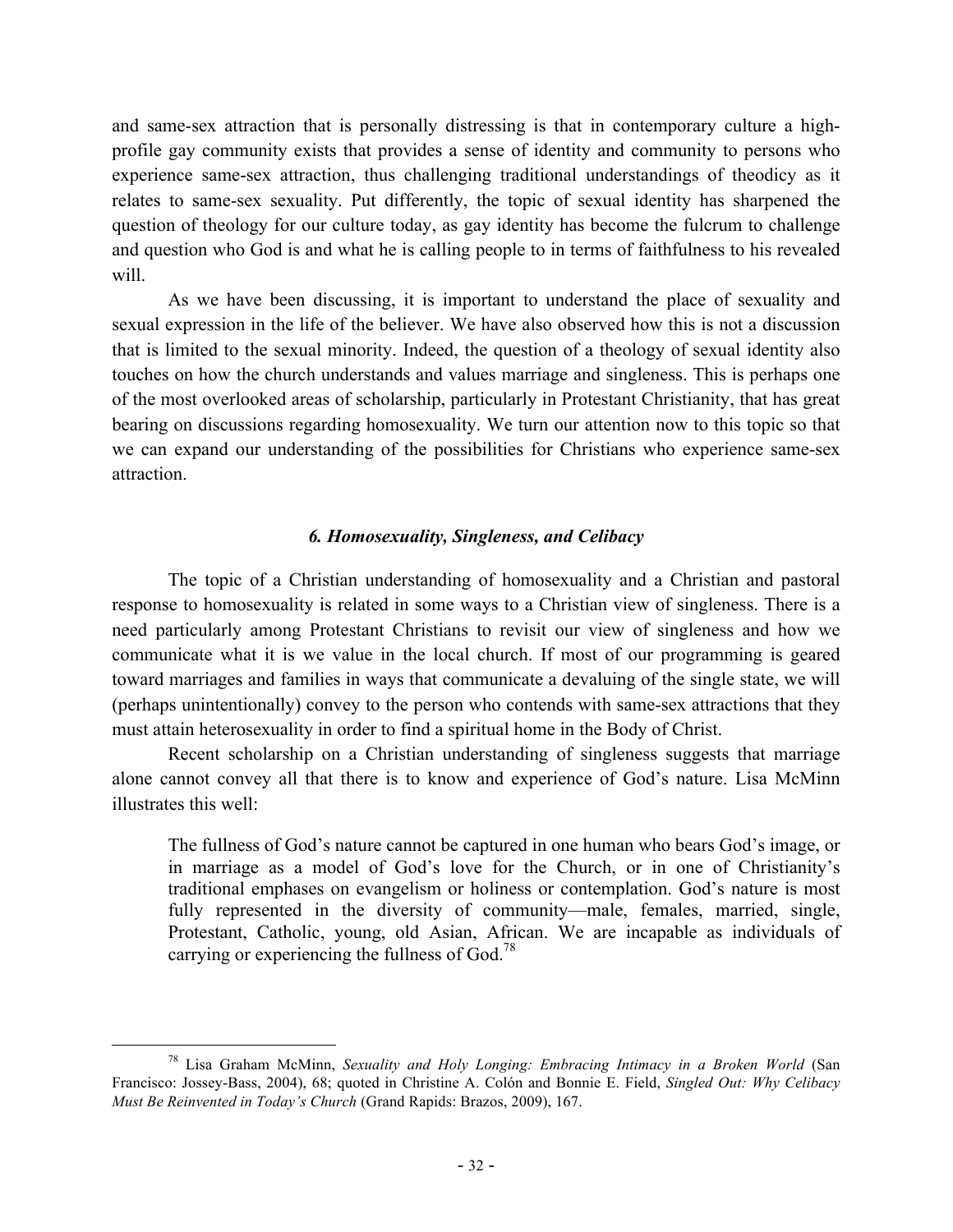and same-sex attraction that is personally distressing is that in contemporary culture a high-profile gay community exists that provides a sense of identity and community to persons who experience same-sex attraction, thus challenging traditional understandings of theodicy as it relates to same-sex sexuality. Put differently, the topic of sexual identity has sharpened the question of theology for our culture today, as gay identity has become the fulcrum to challenge and question who God is and what he is calling people to in terms of faithfulness to his revealed will.

As we have been discussing, it is important to understand the place of sexuality and sexual expression in the life of the believer. We have also observed how this is not a discussion that is limited to the sexual minority. Indeed, the question of a theology of sexual identity also touches on how the church understands and values marriage and singleness. This is perhaps one of the most overlooked areas of scholarship, particularly in Protestant Christianity, that has great bearing on discussions regarding homosexuality. We turn our attention now to this topic so that we can expand our understanding of the possibilities for Christians who experience same-sex attraction.

### *6. Homosexuality, Singleness, and Celibacy*

The topic of a Christian understanding of homosexuality and a Christian and pastoral response to homosexuality is related in some ways to a Christian view of singleness. There is a need particularly among Protestant Christians to revisit our view of singleness and how we communicate what it is we value in the local church. If most of our programming is geared toward marriages and families in ways that communicate a devaluing of the single state, we will (perhaps unintentionally) convey to the person who contends with same-sex attractions that they must attain heterosexuality in order to find a spiritual home in the Body of Christ.

Recent scholarship on a Christian understanding of singleness suggests that marriage alone cannot convey all that there is to know and experience of God's nature. Lisa McMinn illustrates this well:

> The fullness of God's nature cannot be captured in one human who bears God's image, or in marriage as a model of God's love for the Church, or in one of Christianity's traditional emphases on evangelism or holiness or contemplation. God's nature is most fully represented in the diversity of community—male, females, married, single, Protestant, Catholic, young, old Asian, African. We are incapable as individuals of carrying or experiencing the fullness of God.[78]

---

[78] Lisa Graham McMinn, *Sexuality and Holy Longing: Embracing Intimacy in a Broken World* (San Francisco: Jossey-Bass, 2004), 68; quoted in Christine A. Colón and Bonnie E. Field, *Singled Out: Why Celibacy Must Be Reinvented in Today's Church* (Grand Rapids: Brazos, 2009), 167.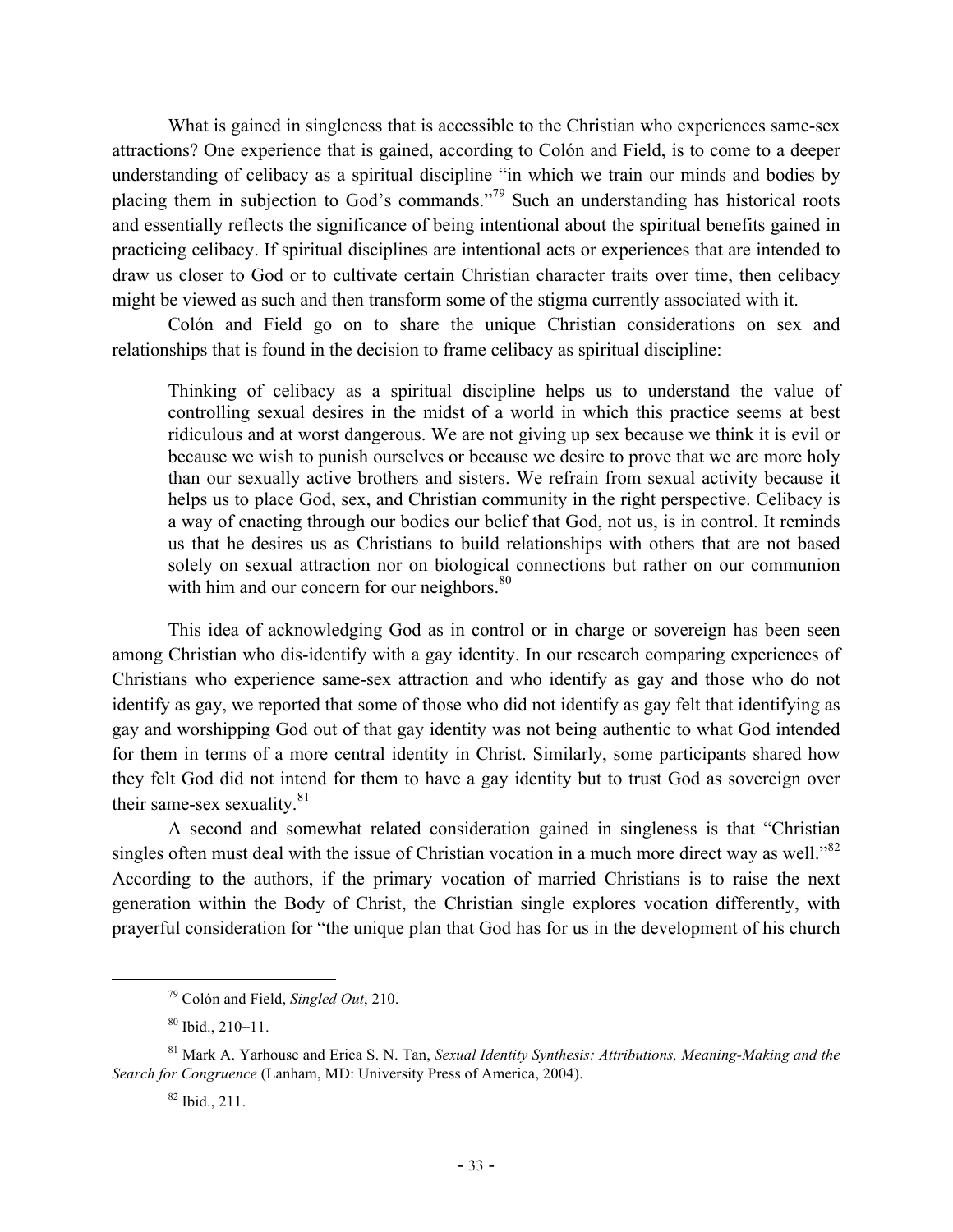What is gained in singleness that is accessible to the Christian who experiences same-sex attractions? One experience that is gained, according to Colón and Field, is to come to a deeper understanding of celibacy as a spiritual discipline "in which we train our minds and bodies by placing them in subjection to God's commands."[79] Such an understanding has historical roots and essentially reflects the significance of being intentional about the spiritual benefits gained in practicing celibacy. If spiritual disciplines are intentional acts or experiences that are intended to draw us closer to God or to cultivate certain Christian character traits over time, then celibacy might be viewed as such and then transform some of the stigma currently associated with it.

Colón and Field go on to share the unique Christian considerations on sex and relationships that is found in the decision to frame celibacy as spiritual discipline:

> Thinking of celibacy as a spiritual discipline helps us to understand the value of controlling sexual desires in the midst of a world in which this practice seems at best ridiculous and at worst dangerous. We are not giving up sex because we think it is evil or because we wish to punish ourselves or because we desire to prove that we are more holy than our sexually active brothers and sisters. We refrain from sexual activity because it helps us to place God, sex, and Christian community in the right perspective. Celibacy is a way of enacting through our bodies our belief that God, not us, is in control. It reminds us that he desires us as Christians to build relationships with others that are not based solely on sexual attraction nor on biological connections but rather on our communion with him and our concern for our neighbors.[80]

This idea of acknowledging God as in control or in charge or sovereign has been seen among Christian who dis-identify with a gay identity. In our research comparing experiences of Christians who experience same-sex attraction and who identify as gay and those who do not identify as gay, we reported that some of those who did not identify as gay felt that identifying as gay and worshipping God out of that gay identity was not being authentic to what God intended for them in terms of a more central identity in Christ. Similarly, some participants shared how they felt God did not intend for them to have a gay identity but to trust God as sovereign over their same-sex sexuality.[81]

A second and somewhat related consideration gained in singleness is that "Christian singles often must deal with the issue of Christian vocation in a much more direct way as well."[82] According to the authors, if the primary vocation of married Christians is to raise the next generation within the Body of Christ, the Christian single explores vocation differently, with prayerful consideration for "the unique plan that God has for us in the development of his church

---

[79] Colón and Field, *Singled Out*, 210.

[80] Ibid., 210–11.

[81] Mark A. Yarhouse and Erica S. N. Tan, *Sexual Identity Synthesis: Attributions, Meaning-Making and the Search for Congruence* (Lanham, MD: University Press of America, 2004).

[82] Ibid., 211.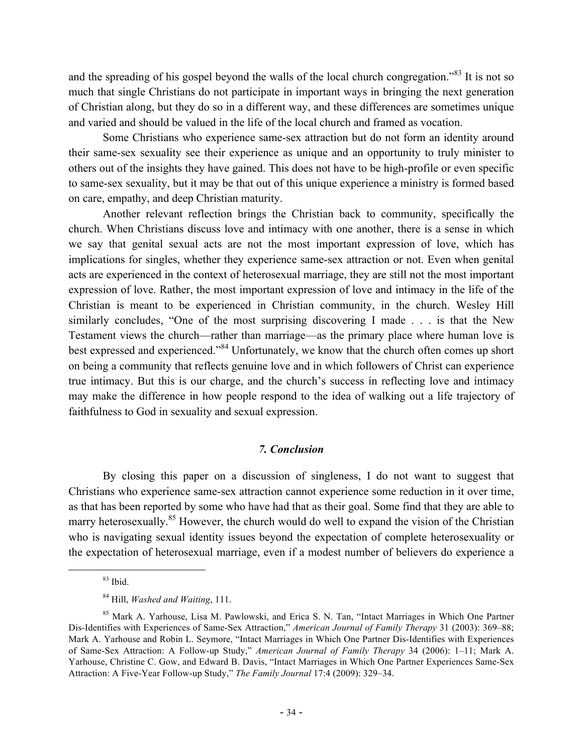and the spreading of his gospel beyond the walls of the local church congregation."[83] It is not so much that single Christians do not participate in important ways in bringing the next generation of Christian along, but they do so in a different way, and these differences are sometimes unique and varied and should be valued in the life of the local church and framed as vocation.

Some Christians who experience same-sex attraction but do not form an identity around their same-sex sexuality see their experience as unique and an opportunity to truly minister to others out of the insights they have gained. This does not have to be high-profile or even specific to same-sex sexuality, but it may be that out of this unique experience a ministry is formed based on care, empathy, and deep Christian maturity.

Another relevant reflection brings the Christian back to community, specifically the church. When Christians discuss love and intimacy with one another, there is a sense in which we say that genital sexual acts are not the most important expression of love, which has implications for singles, whether they experience same-sex attraction or not. Even when genital acts are experienced in the context of heterosexual marriage, they are still not the most important expression of love. Rather, the most important expression of love and intimacy in the life of the Christian is meant to be experienced in Christian community, in the church. Wesley Hill similarly concludes, "One of the most surprising discovering I made . . . is that the New Testament views the church—rather than marriage—as the primary place where human love is best expressed and experienced."[84] Unfortunately, we know that the church often comes up short on being a community that reflects genuine love and in which followers of Christ can experience true intimacy. But this is our charge, and the church's success in reflecting love and intimacy may make the difference in how people respond to the idea of walking out a life trajectory of faithfulness to God in sexuality and sexual expression.

### *7. Conclusion*

By closing this paper on a discussion of singleness, I do not want to suggest that Christians who experience same-sex attraction cannot experience some reduction in it over time, as that has been reported by some who have had that as their goal. Some find that they are able to marry heterosexually.[85] However, the church would do well to expand the vision of the Christian who is navigating sexual identity issues beyond the expectation of complete heterosexuality or the expectation of heterosexual marriage, even if a modest number of believers do experience a

---

[83] Ibid.

[84] Hill, *Washed and Waiting*, 111.

[85] Mark A. Yarhouse, Lisa M. Pawlowski, and Erica S. N. Tan, "Intact Marriages in Which One Partner Dis-Identifies with Experiences of Same-Sex Attraction," *American Journal of Family Therapy* 31 (2003): 369–88; Mark A. Yarhouse and Robin L. Seymore, "Intact Marriages in Which One Partner Dis-Identifies with Experiences of Same-Sex Attraction: A Follow-up Study," *American Journal of Family Therapy* 34 (2006): 1–11; Mark A. Yarhouse, Christine C. Gow, and Edward B. Davis, "Intact Marriages in Which One Partner Experiences Same-Sex Attraction: A Five-Year Follow-up Study," *The Family Journal* 17:4 (2009): 329–34.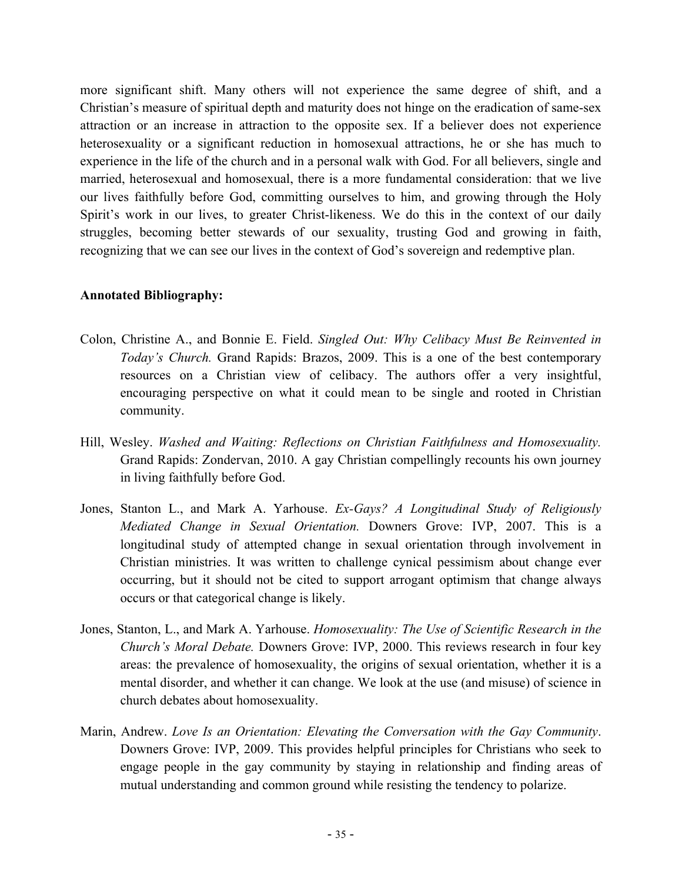more significant shift. Many others will not experience the same degree of shift, and a Christian's measure of spiritual depth and maturity does not hinge on the eradication of same-sex attraction or an increase in attraction to the opposite sex. If a believer does not experience heterosexuality or a significant reduction in homosexual attractions, he or she has much to experience in the life of the church and in a personal walk with God. For all believers, single and married, heterosexual and homosexual, there is a more fundamental consideration: that we live our lives faithfully before God, committing ourselves to him, and growing through the Holy Spirit's work in our lives, to greater Christ-likeness. We do this in the context of our daily struggles, becoming better stewards of our sexuality, trusting God and growing in faith, recognizing that we can see our lives in the context of God's sovereign and redemptive plan.

**Annotated Bibliography:**

Colon, Christine A., and Bonnie E. Field. *Singled Out: Why Celibacy Must Be Reinvented in Today's Church.* Grand Rapids: Brazos, 2009. This is a one of the best contemporary resources on a Christian view of celibacy. The authors offer a very insightful, encouraging perspective on what it could mean to be single and rooted in Christian community.

Hill, Wesley. *Washed and Waiting: Reflections on Christian Faithfulness and Homosexuality.* Grand Rapids: Zondervan, 2010. A gay Christian compellingly recounts his own journey in living faithfully before God.

Jones, Stanton L., and Mark A. Yarhouse. *Ex-Gays? A Longitudinal Study of Religiously Mediated Change in Sexual Orientation.* Downers Grove: IVP, 2007. This is a longitudinal study of attempted change in sexual orientation through involvement in Christian ministries. It was written to challenge cynical pessimism about change ever occurring, but it should not be cited to support arrogant optimism that change always occurs or that categorical change is likely.

Jones, Stanton, L., and Mark A. Yarhouse. *Homosexuality: The Use of Scientific Research in the Church's Moral Debate.* Downers Grove: IVP, 2000. This reviews research in four key areas: the prevalence of homosexuality, the origins of sexual orientation, whether it is a mental disorder, and whether it can change. We look at the use (and misuse) of science in church debates about homosexuality.

Marin, Andrew. *Love Is an Orientation: Elevating the Conversation with the Gay Community*. Downers Grove: IVP, 2009. This provides helpful principles for Christians who seek to engage people in the gay community by staying in relationship and finding areas of mutual understanding and common ground while resisting the tendency to polarize.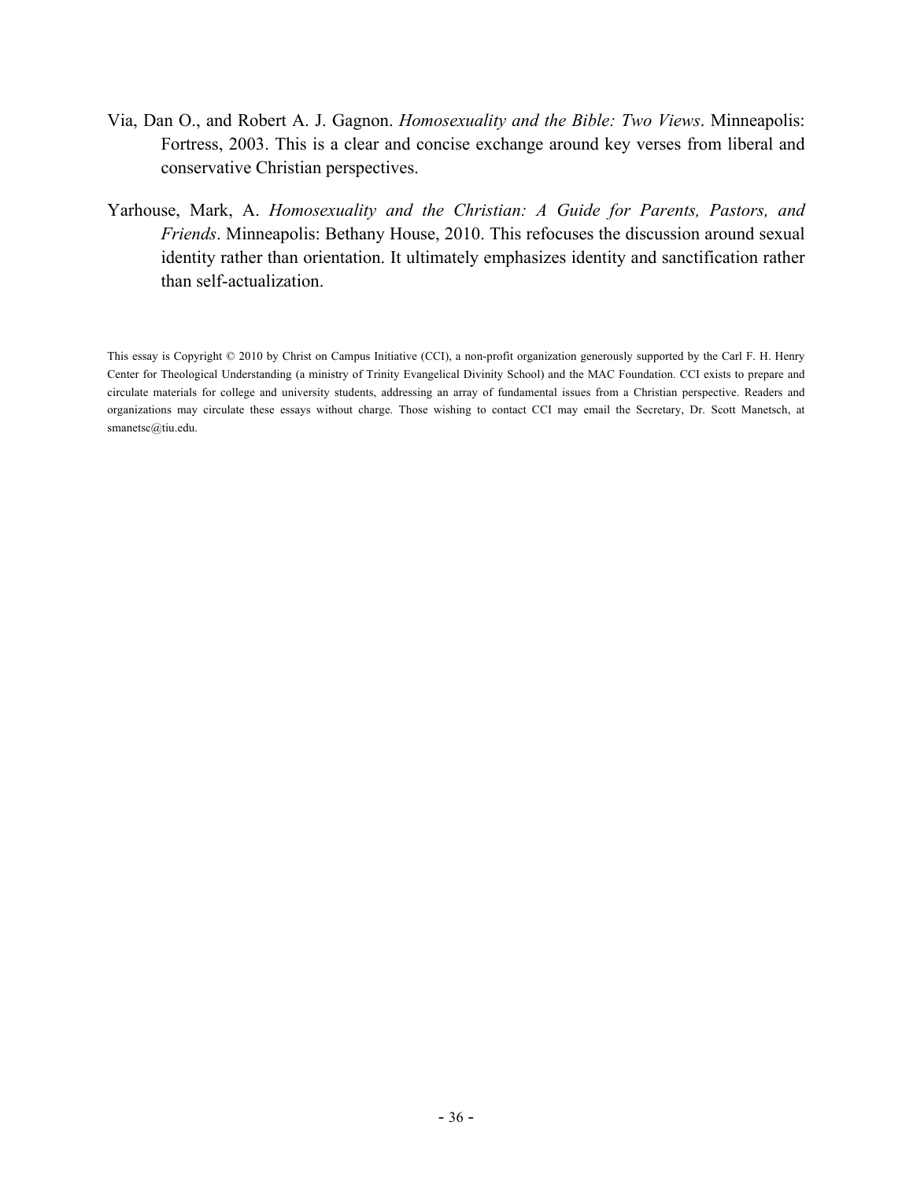Via, Dan O., and Robert A. J. Gagnon. *Homosexuality and the Bible: Two Views*. Minneapolis: Fortress, 2003. This is a clear and concise exchange around key verses from liberal and conservative Christian perspectives.

Yarhouse, Mark, A. *Homosexuality and the Christian: A Guide for Parents, Pastors, and Friends*. Minneapolis: Bethany House, 2010. This refocuses the discussion around sexual identity rather than orientation. It ultimately emphasizes identity and sanctification rather than self-actualization.

This essay is Copyright © 2010 by Christ on Campus Initiative (CCI), a non-profit organization generously supported by the Carl F. H. Henry Center for Theological Understanding (a ministry of Trinity Evangelical Divinity School) and the MAC Foundation. CCI exists to prepare and circulate materials for college and university students, addressing an array of fundamental issues from a Christian perspective. Readers and organizations may circulate these essays without charge. Those wishing to contact CCI may email the Secretary, Dr. Scott Manetsch, at smanetsc@tiu.edu.